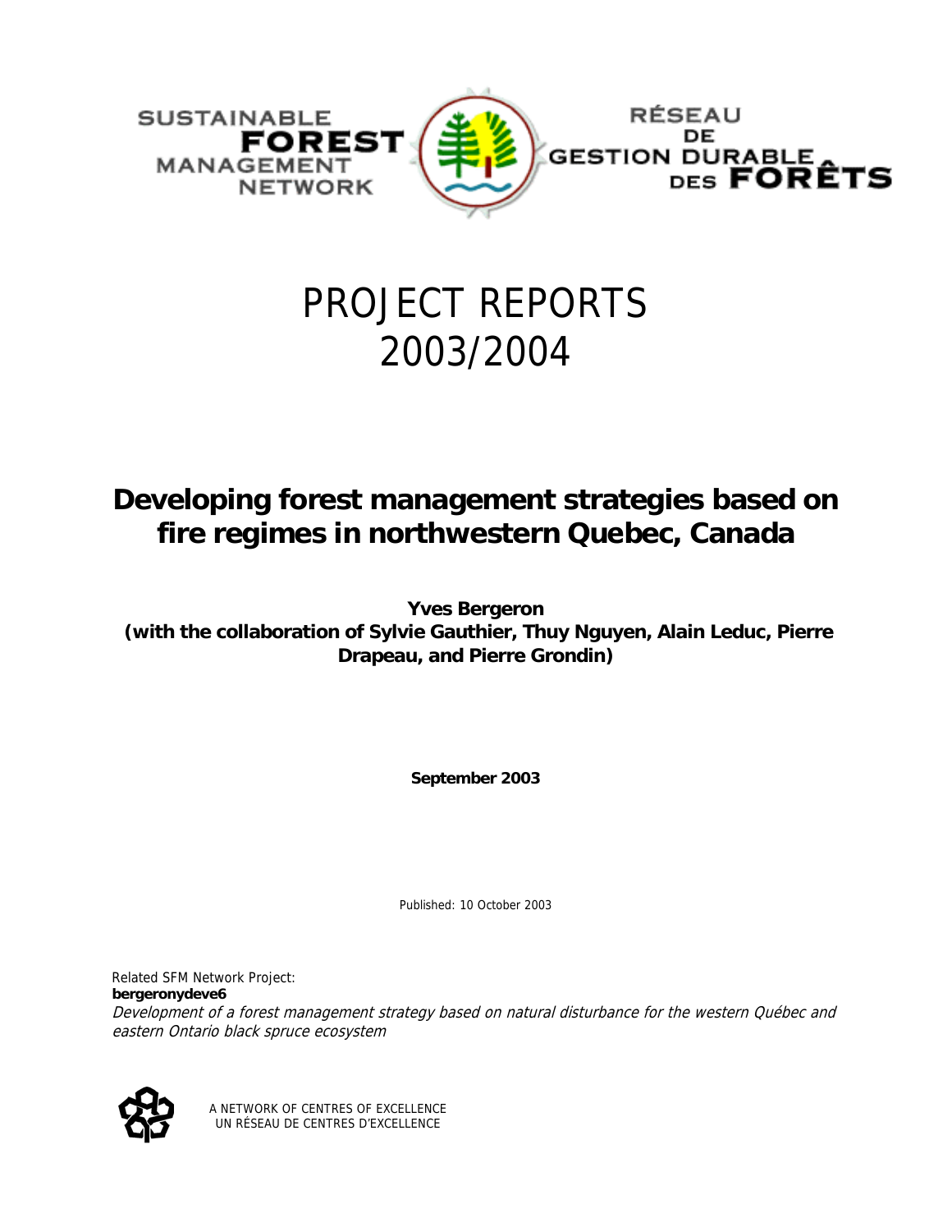SUSTAINABLE **FOREST** MANAGEMENT NETWORK

RÉSEAU DE GESTION DURABLE DES **FORÊTS**

# PROJECT REPORTS 2003/2004

## Developing forest management strategies based on fire regimes in northwestern Quebec, Canada

**Yves Bergeron**
**(with the collaboration of Sylvie Gauthier, Thuy Nguyen, Alain Leduc, Pierre Drapeau, and Pierre Grondin)**

**September 2003**

Published: 10 October 2003

Related SFM Network Project:
**bergeronydeve6**
*Development of a forest management strategy based on natural disturbance for the western Québec and eastern Ontario black spruce ecosystem*

A NETWORK OF CENTRES OF EXCELLENCE
UN RÉSEAU DE CENTRES D'EXCELLENCE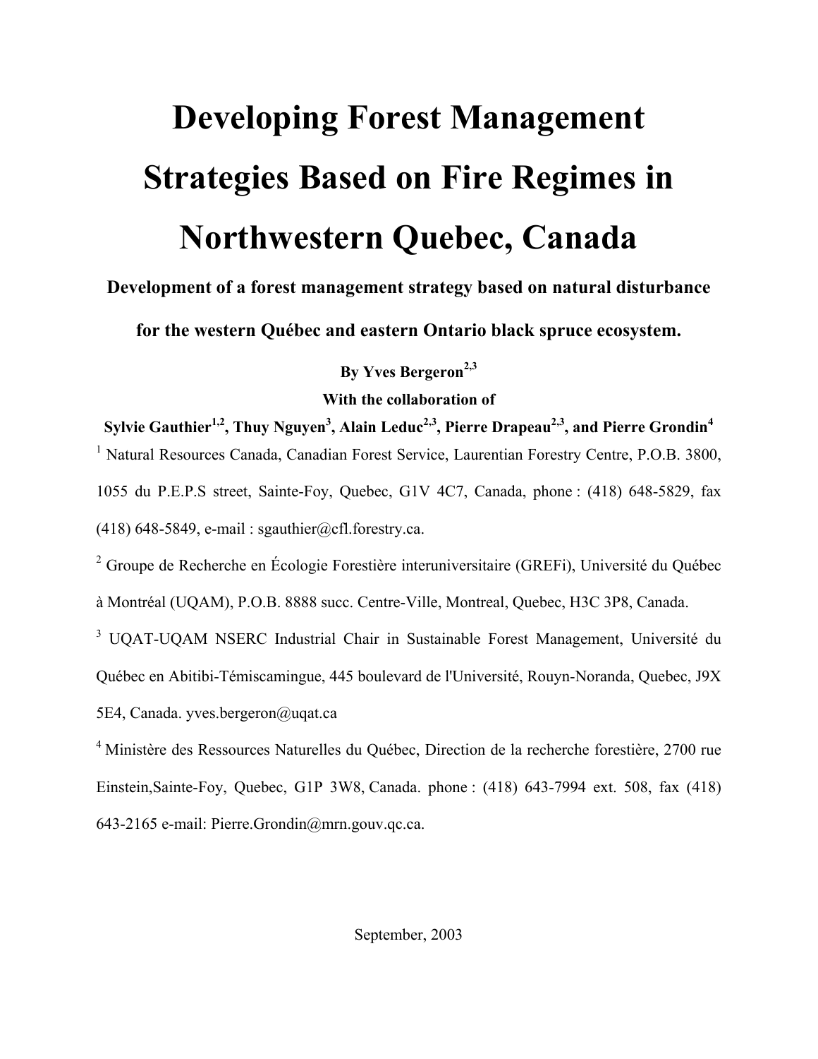# Developing Forest Management Strategies Based on Fire Regimes in Northwestern Quebec, Canada

**Development of a forest management strategy based on natural disturbance for the western Québec and eastern Ontario black spruce ecosystem.**

**By Yves Bergeron[2,3]**

**With the collaboration of**

**Sylvie Gauthier[1,2], Thuy Nguyen[3], Alain Leduc[2,3], Pierre Drapeau[2,3], and Pierre Grondin[4]**

[1] Natural Resources Canada, Canadian Forest Service, Laurentian Forestry Centre, P.O.B. 3800, 1055 du P.E.P.S street, Sainte-Foy, Quebec, G1V 4C7, Canada, phone : (418) 648-5829, fax (418) 648-5849, e-mail : sgauthier@cfl.forestry.ca.

[2] Groupe de Recherche en Écologie Forestière interuniversitaire (GREFi), Université du Québec à Montréal (UQAM), P.O.B. 8888 succ. Centre-Ville, Montreal, Quebec, H3C 3P8, Canada.

[3] UQAT-UQAM NSERC Industrial Chair in Sustainable Forest Management, Université du Québec en Abitibi-Témiscamingue, 445 boulevard de l'Université, Rouyn-Noranda, Quebec, J9X 5E4, Canada. yves.bergeron@uqat.ca

[4] Ministère des Ressources Naturelles du Québec, Direction de la recherche forestière, 2700 rue Einstein,Sainte-Foy, Quebec, G1P 3W8, Canada. phone : (418) 643-7994 ext. 508, fax (418) 643-2165 e-mail: Pierre.Grondin@mrn.gouv.qc.ca.

September, 2003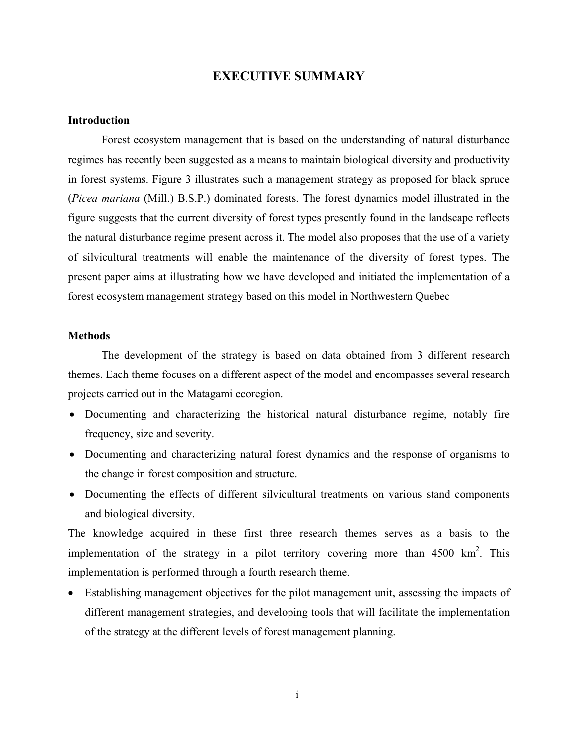# EXECUTIVE SUMMARY

**Introduction**

Forest ecosystem management that is based on the understanding of natural disturbance regimes has recently been suggested as a means to maintain biological diversity and productivity in forest systems. Figure 3 illustrates such a management strategy as proposed for black spruce (*Picea mariana* (Mill.) B.S.P.) dominated forests. The forest dynamics model illustrated in the figure suggests that the current diversity of forest types presently found in the landscape reflects the natural disturbance regime present across it. The model also proposes that the use of a variety of silvicultural treatments will enable the maintenance of the diversity of forest types. The present paper aims at illustrating how we have developed and initiated the implementation of a forest ecosystem management strategy based on this model in Northwestern Quebec

**Methods**

The development of the strategy is based on data obtained from 3 different research themes. Each theme focuses on a different aspect of the model and encompasses several research projects carried out in the Matagami ecoregion.

- Documenting and characterizing the historical natural disturbance regime, notably fire frequency, size and severity.
- Documenting and characterizing natural forest dynamics and the response of organisms to the change in forest composition and structure.
- Documenting the effects of different silvicultural treatments on various stand components and biological diversity.

The knowledge acquired in these first three research themes serves as a basis to the implementation of the strategy in a pilot territory covering more than 4500 km$^2$. This implementation is performed through a fourth research theme.

- Establishing management objectives for the pilot management unit, assessing the impacts of different management strategies, and developing tools that will facilitate the implementation of the strategy at the different levels of forest management planning.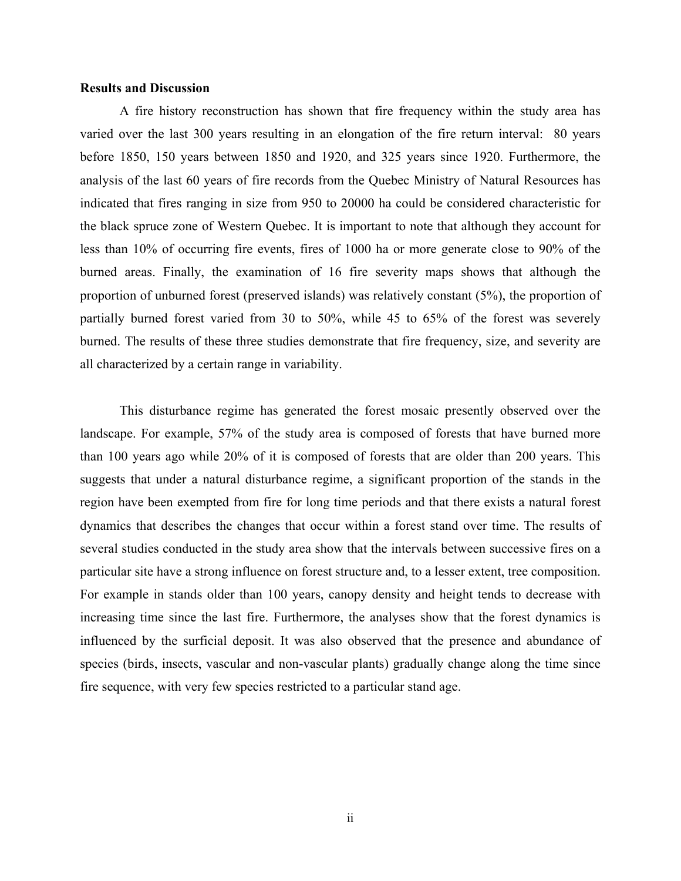**Results and Discussion**

A fire history reconstruction has shown that fire frequency within the study area has varied over the last 300 years resulting in an elongation of the fire return interval: 80 years before 1850, 150 years between 1850 and 1920, and 325 years since 1920. Furthermore, the analysis of the last 60 years of fire records from the Quebec Ministry of Natural Resources has indicated that fires ranging in size from 950 to 20000 ha could be considered characteristic for the black spruce zone of Western Quebec. It is important to note that although they account for less than 10% of occurring fire events, fires of 1000 ha or more generate close to 90% of the burned areas. Finally, the examination of 16 fire severity maps shows that although the proportion of unburned forest (preserved islands) was relatively constant (5%), the proportion of partially burned forest varied from 30 to 50%, while 45 to 65% of the forest was severely burned. The results of these three studies demonstrate that fire frequency, size, and severity are all characterized by a certain range in variability.

This disturbance regime has generated the forest mosaic presently observed over the landscape. For example, 57% of the study area is composed of forests that have burned more than 100 years ago while 20% of it is composed of forests that are older than 200 years. This suggests that under a natural disturbance regime, a significant proportion of the stands in the region have been exempted from fire for long time periods and that there exists a natural forest dynamics that describes the changes that occur within a forest stand over time. The results of several studies conducted in the study area show that the intervals between successive fires on a particular site have a strong influence on forest structure and, to a lesser extent, tree composition. For example in stands older than 100 years, canopy density and height tends to decrease with increasing time since the last fire. Furthermore, the analyses show that the forest dynamics is influenced by the surficial deposit. It was also observed that the presence and abundance of species (birds, insects, vascular and non-vascular plants) gradually change along the time since fire sequence, with very few species restricted to a particular stand age.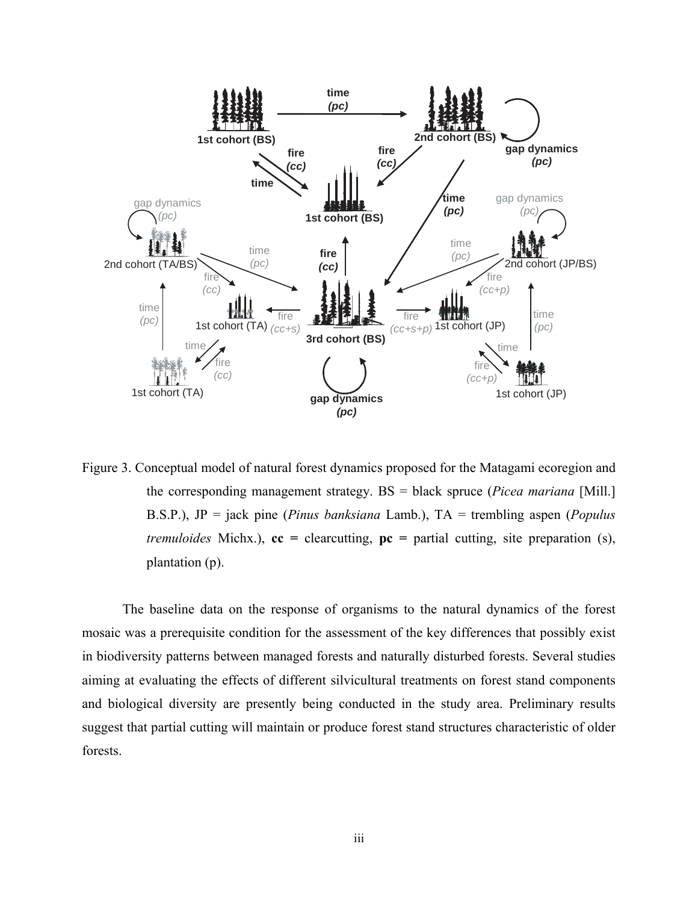time
(pc)

1st cohort (BS)

2nd cohort (BS)

gap dynamics
(pc)

fire
(cc)

fire
(cc)

time

1st cohort (BS)

time
(pc)

gap dynamics
(pc)

gap dynamics
(pc)

2nd cohort (TA/BS)

time
(pc)

fire
(cc)

time
(pc)

2nd cohort (JP/BS)

fire
(cc)

fire
(cc+p)

time
(pc)

1st cohort (TA)

fire
(cc+s)

fire
(cc+s+p)

1st cohort (JP)

time
(pc)

3rd cohort (BS)

time

fire
(cc)

time

fire
(cc+p)

1st cohort (TA)

gap dynamics
(pc)

1st cohort (JP)

Figure 3. Conceptual model of natural forest dynamics proposed for the Matagami ecoregion and the corresponding management strategy. BS = black spruce (*Picea mariana* [Mill.] B.S.P.), JP = jack pine (*Pinus banksiana* Lamb.), TA = trembling aspen (*Populus tremuloides* Michx.), **cc** = clearcutting, **pc** = partial cutting, site preparation (s), plantation (p).

The baseline data on the response of organisms to the natural dynamics of the forest mosaic was a prerequisite condition for the assessment of the key differences that possibly exist in biodiversity patterns between managed forests and naturally disturbed forests. Several studies aiming at evaluating the effects of different silvicultural treatments on forest stand components and biological diversity are presently being conducted in the study area. Preliminary results suggest that partial cutting will maintain or produce forest stand structures characteristic of older forests.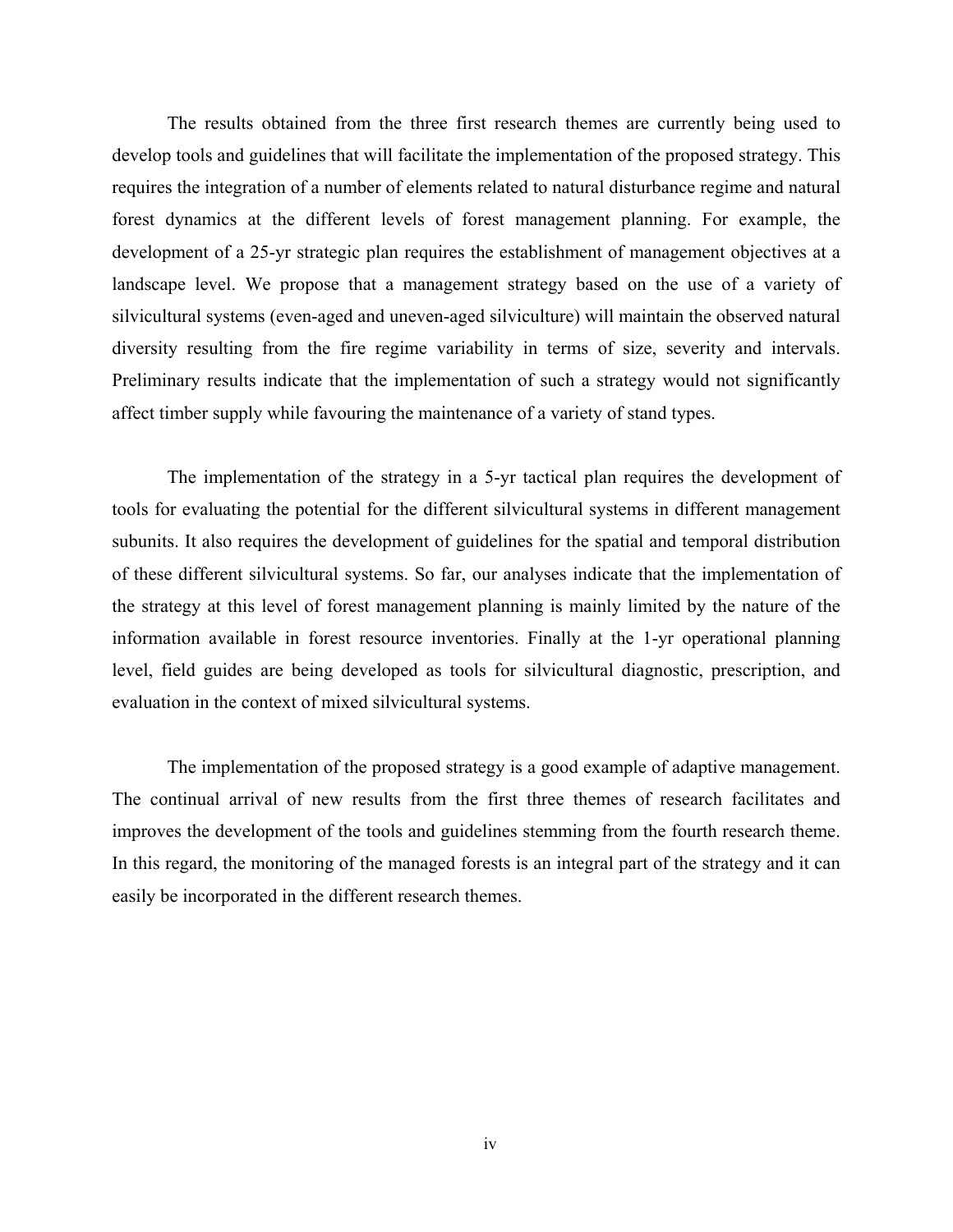The results obtained from the three first research themes are currently being used to develop tools and guidelines that will facilitate the implementation of the proposed strategy. This requires the integration of a number of elements related to natural disturbance regime and natural forest dynamics at the different levels of forest management planning. For example, the development of a 25-yr strategic plan requires the establishment of management objectives at a landscape level. We propose that a management strategy based on the use of a variety of silvicultural systems (even-aged and uneven-aged silviculture) will maintain the observed natural diversity resulting from the fire regime variability in terms of size, severity and intervals. Preliminary results indicate that the implementation of such a strategy would not significantly affect timber supply while favouring the maintenance of a variety of stand types.

The implementation of the strategy in a 5-yr tactical plan requires the development of tools for evaluating the potential for the different silvicultural systems in different management subunits. It also requires the development of guidelines for the spatial and temporal distribution of these different silvicultural systems. So far, our analyses indicate that the implementation of the strategy at this level of forest management planning is mainly limited by the nature of the information available in forest resource inventories. Finally at the 1-yr operational planning level, field guides are being developed as tools for silvicultural diagnostic, prescription, and evaluation in the context of mixed silvicultural systems.

The implementation of the proposed strategy is a good example of adaptive management. The continual arrival of new results from the first three themes of research facilitates and improves the development of the tools and guidelines stemming from the fourth research theme. In this regard, the monitoring of the managed forests is an integral part of the strategy and it can easily be incorporated in the different research themes.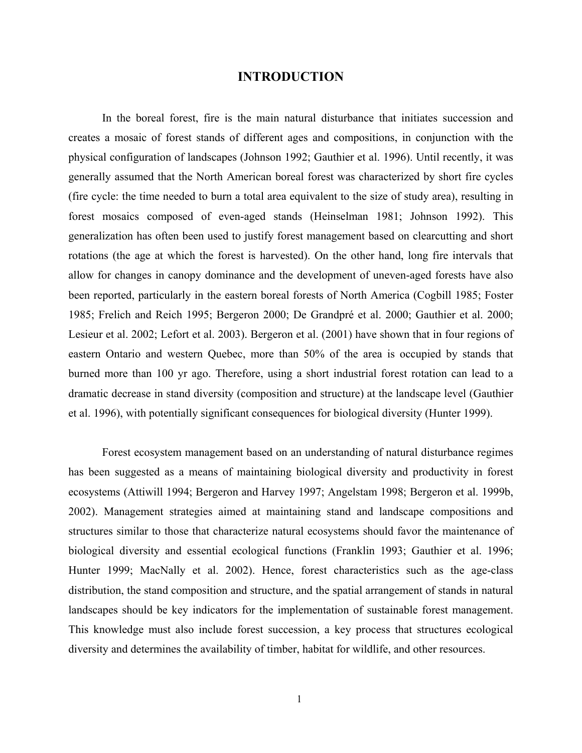# INTRODUCTION

In the boreal forest, fire is the main natural disturbance that initiates succession and creates a mosaic of forest stands of different ages and compositions, in conjunction with the physical configuration of landscapes (Johnson 1992; Gauthier et al. 1996). Until recently, it was generally assumed that the North American boreal forest was characterized by short fire cycles (fire cycle: the time needed to burn a total area equivalent to the size of study area), resulting in forest mosaics composed of even-aged stands (Heinselman 1981; Johnson 1992). This generalization has often been used to justify forest management based on clearcutting and short rotations (the age at which the forest is harvested). On the other hand, long fire intervals that allow for changes in canopy dominance and the development of uneven-aged forests have also been reported, particularly in the eastern boreal forests of North America (Cogbill 1985; Foster 1985; Frelich and Reich 1995; Bergeron 2000; De Grandpré et al. 2000; Gauthier et al. 2000; Lesieur et al. 2002; Lefort et al. 2003). Bergeron et al. (2001) have shown that in four regions of eastern Ontario and western Quebec, more than 50% of the area is occupied by stands that burned more than 100 yr ago. Therefore, using a short industrial forest rotation can lead to a dramatic decrease in stand diversity (composition and structure) at the landscape level (Gauthier et al. 1996), with potentially significant consequences for biological diversity (Hunter 1999).

Forest ecosystem management based on an understanding of natural disturbance regimes has been suggested as a means of maintaining biological diversity and productivity in forest ecosystems (Attiwill 1994; Bergeron and Harvey 1997; Angelstam 1998; Bergeron et al. 1999b, 2002). Management strategies aimed at maintaining stand and landscape compositions and structures similar to those that characterize natural ecosystems should favor the maintenance of biological diversity and essential ecological functions (Franklin 1993; Gauthier et al. 1996; Hunter 1999; MacNally et al. 2002). Hence, forest characteristics such as the age-class distribution, the stand composition and structure, and the spatial arrangement of stands in natural landscapes should be key indicators for the implementation of sustainable forest management. This knowledge must also include forest succession, a key process that structures ecological diversity and determines the availability of timber, habitat for wildlife, and other resources.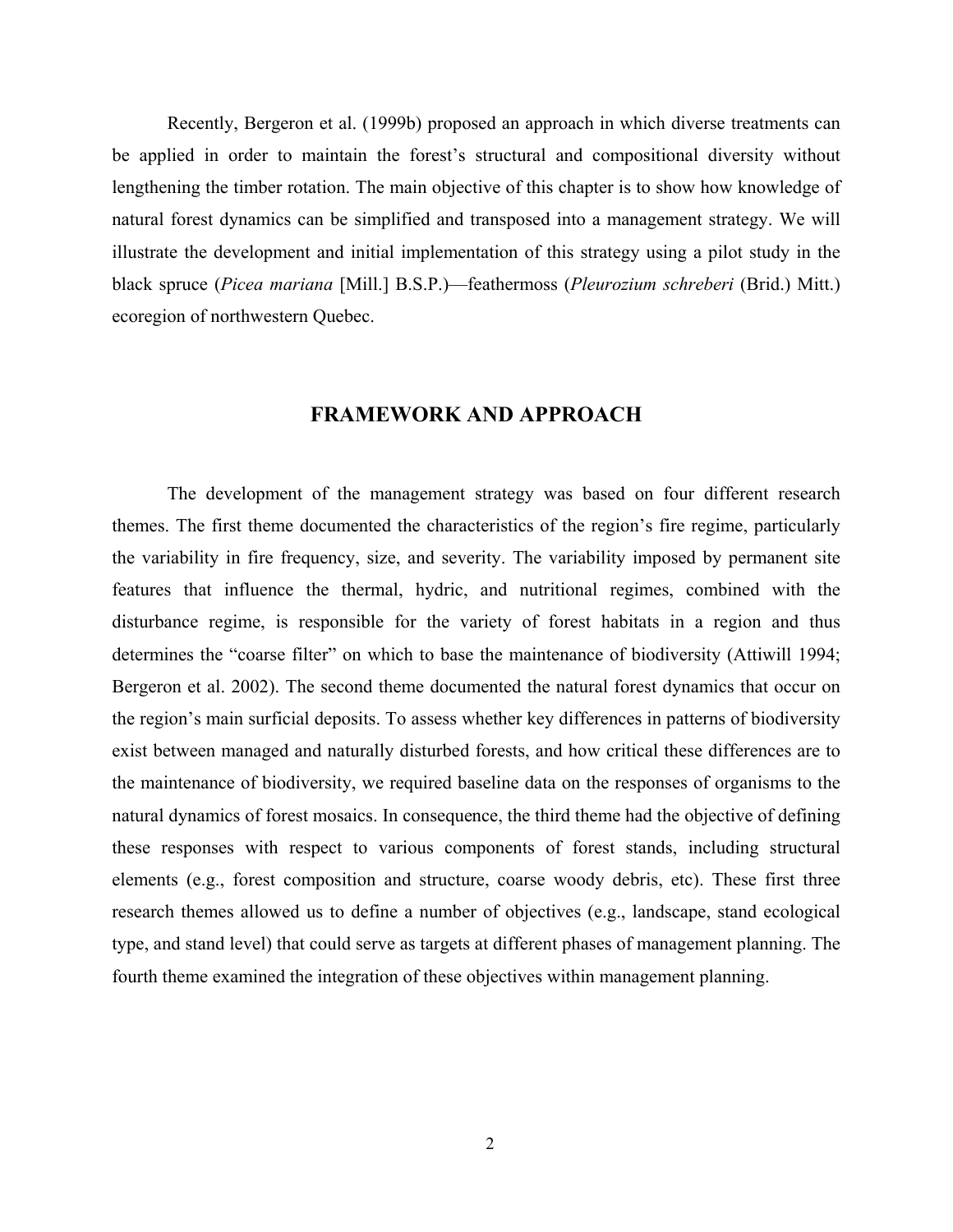Recently, Bergeron et al. (1999b) proposed an approach in which diverse treatments can be applied in order to maintain the forest's structural and compositional diversity without lengthening the timber rotation. The main objective of this chapter is to show how knowledge of natural forest dynamics can be simplified and transposed into a management strategy. We will illustrate the development and initial implementation of this strategy using a pilot study in the black spruce (*Picea mariana* [Mill.] B.S.P.)—feathermoss (*Pleurozium schreberi* (Brid.) Mitt.) ecoregion of northwestern Quebec.

## FRAMEWORK AND APPROACH

The development of the management strategy was based on four different research themes. The first theme documented the characteristics of the region's fire regime, particularly the variability in fire frequency, size, and severity. The variability imposed by permanent site features that influence the thermal, hydric, and nutritional regimes, combined with the disturbance regime, is responsible for the variety of forest habitats in a region and thus determines the "coarse filter" on which to base the maintenance of biodiversity (Attiwill 1994; Bergeron et al. 2002). The second theme documented the natural forest dynamics that occur on the region's main surficial deposits. To assess whether key differences in patterns of biodiversity exist between managed and naturally disturbed forests, and how critical these differences are to the maintenance of biodiversity, we required baseline data on the responses of organisms to the natural dynamics of forest mosaics. In consequence, the third theme had the objective of defining these responses with respect to various components of forest stands, including structural elements (e.g., forest composition and structure, coarse woody debris, etc). These first three research themes allowed us to define a number of objectives (e.g., landscape, stand ecological type, and stand level) that could serve as targets at different phases of management planning. The fourth theme examined the integration of these objectives within management planning.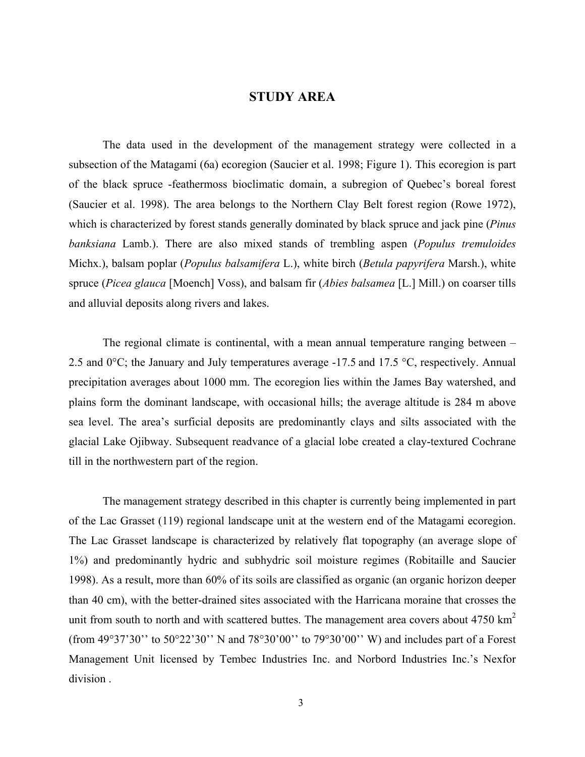## STUDY AREA

The data used in the development of the management strategy were collected in a subsection of the Matagami (6a) ecoregion (Saucier et al. 1998; Figure 1). This ecoregion is part of the black spruce -feathermoss bioclimatic domain, a subregion of Quebec's boreal forest (Saucier et al. 1998). The area belongs to the Northern Clay Belt forest region (Rowe 1972), which is characterized by forest stands generally dominated by black spruce and jack pine (*Pinus banksiana* Lamb.). There are also mixed stands of trembling aspen (*Populus tremuloides* Michx.), balsam poplar (*Populus balsamifera* L.), white birch (*Betula papyrifera* Marsh.), white spruce (*Picea glauca* [Moench] Voss), and balsam fir (*Abies balsamea* [L.] Mill.) on coarser tills and alluvial deposits along rivers and lakes.

The regional climate is continental, with a mean annual temperature ranging between – 2.5 and 0°C; the January and July temperatures average -17.5 and 17.5 °C, respectively. Annual precipitation averages about 1000 mm. The ecoregion lies within the James Bay watershed, and plains form the dominant landscape, with occasional hills; the average altitude is 284 m above sea level. The area's surficial deposits are predominantly clays and silts associated with the glacial Lake Ojibway. Subsequent readvance of a glacial lobe created a clay-textured Cochrane till in the northwestern part of the region.

The management strategy described in this chapter is currently being implemented in part of the Lac Grasset (119) regional landscape unit at the western end of the Matagami ecoregion. The Lac Grasset landscape is characterized by relatively flat topography (an average slope of 1%) and predominantly hydric and subhydric soil moisture regimes (Robitaille and Saucier 1998). As a result, more than 60% of its soils are classified as organic (an organic horizon deeper than 40 cm), with the better-drained sites associated with the Harricana moraine that crosses the unit from south to north and with scattered buttes. The management area covers about 4750 $km^2$ (from 49°37'30'' to 50°22'30'' N and 78°30'00'' to 79°30'00'' W) and includes part of a Forest Management Unit licensed by Tembec Industries Inc. and Norbord Industries Inc.'s Nexfor division .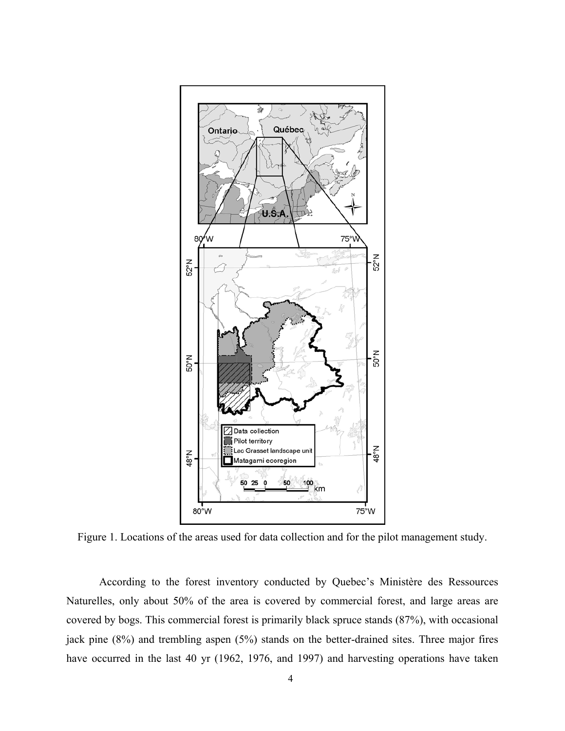Ontario
Québec
U.S.A.
80°W
75°W
52°N
52°N
50°N
50°N
48°N
48°N
Data collection
Pilot territory
Lac Grasset landscape unit
Matagami ecoregion
50 25 0 50 100 km
80°W
75°W

Figure 1. Locations of the areas used for data collection and for the pilot management study.

According to the forest inventory conducted by Quebec's Ministère des Ressources Naturelles, only about 50% of the area is covered by commercial forest, and large areas are covered by bogs. This commercial forest is primarily black spruce stands (87%), with occasional jack pine (8%) and trembling aspen (5%) stands on the better-drained sites. Three major fires have occurred in the last 40 yr (1962, 1976, and 1997) and harvesting operations have taken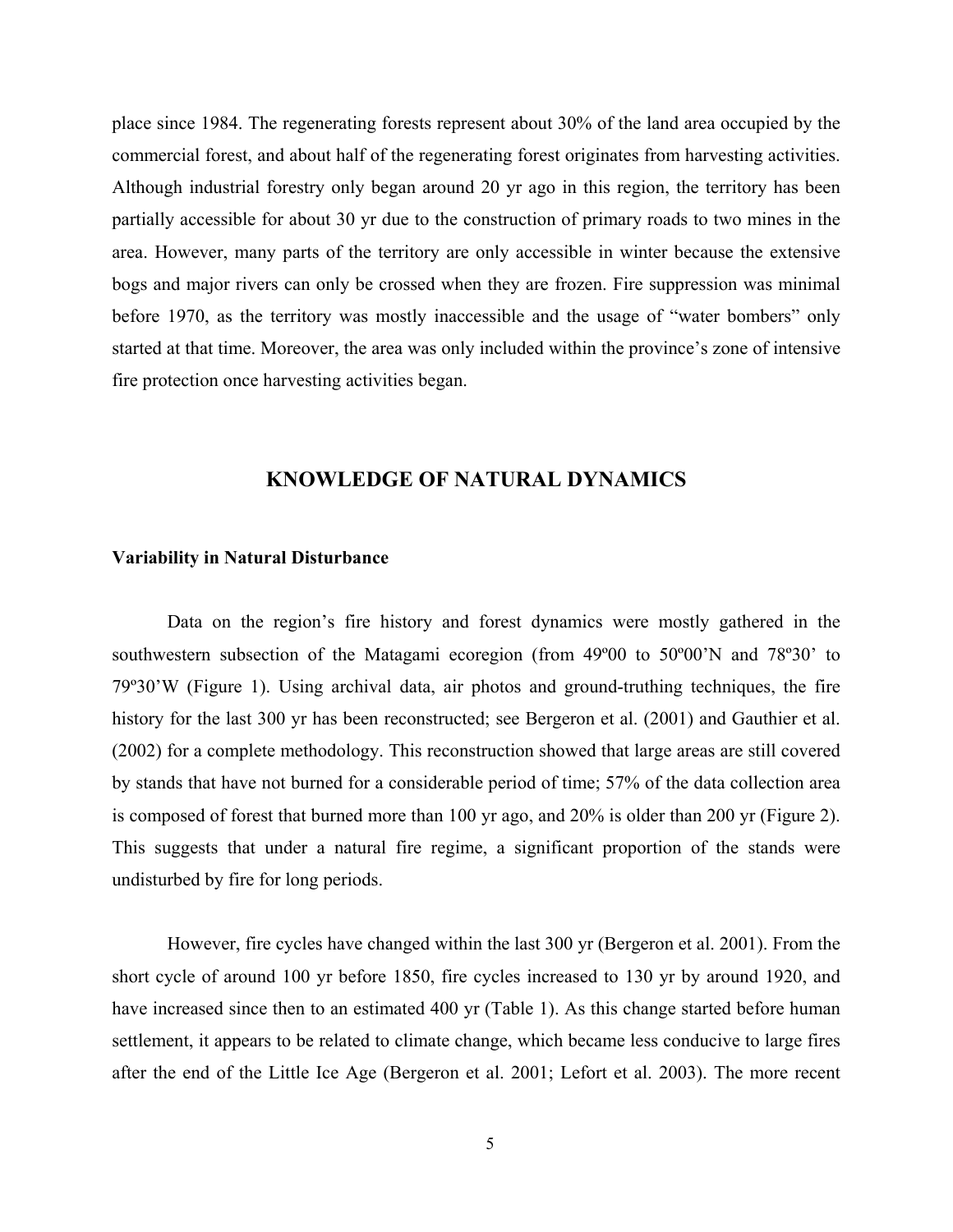place since 1984. The regenerating forests represent about 30% of the land area occupied by the commercial forest, and about half of the regenerating forest originates from harvesting activities. Although industrial forestry only began around 20 yr ago in this region, the territory has been partially accessible for about 30 yr due to the construction of primary roads to two mines in the area. However, many parts of the territory are only accessible in winter because the extensive bogs and major rivers can only be crossed when they are frozen. Fire suppression was minimal before 1970, as the territory was mostly inaccessible and the usage of "water bombers" only started at that time. Moreover, the area was only included within the province's zone of intensive fire protection once harvesting activities began.

## KNOWLEDGE OF NATURAL DYNAMICS

### Variability in Natural Disturbance

Data on the region's fire history and forest dynamics were mostly gathered in the southwestern subsection of the Matagami ecoregion (from 49º00 to 50º00'N and 78º30' to 79º30'W (Figure 1). Using archival data, air photos and ground-truthing techniques, the fire history for the last 300 yr has been reconstructed; see Bergeron et al. (2001) and Gauthier et al. (2002) for a complete methodology. This reconstruction showed that large areas are still covered by stands that have not burned for a considerable period of time; 57% of the data collection area is composed of forest that burned more than 100 yr ago, and 20% is older than 200 yr (Figure 2). This suggests that under a natural fire regime, a significant proportion of the stands were undisturbed by fire for long periods.

However, fire cycles have changed within the last 300 yr (Bergeron et al. 2001). From the short cycle of around 100 yr before 1850, fire cycles increased to 130 yr by around 1920, and have increased since then to an estimated 400 yr (Table 1). As this change started before human settlement, it appears to be related to climate change, which became less conducive to large fires after the end of the Little Ice Age (Bergeron et al. 2001; Lefort et al. 2003). The more recent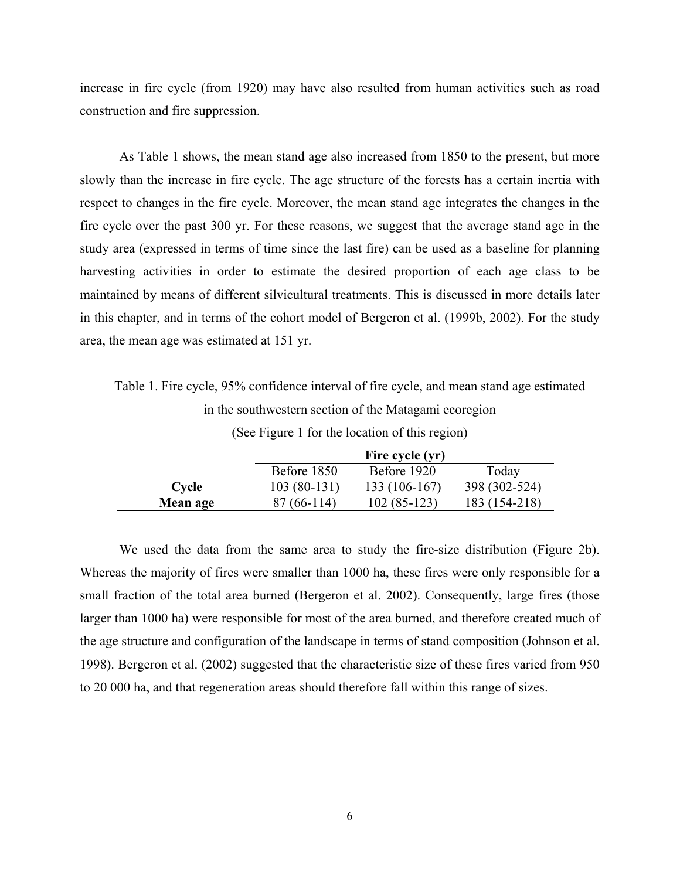increase in fire cycle (from 1920) may have also resulted from human activities such as road construction and fire suppression.

As Table 1 shows, the mean stand age also increased from 1850 to the present, but more slowly than the increase in fire cycle. The age structure of the forests has a certain inertia with respect to changes in the fire cycle. Moreover, the mean stand age integrates the changes in the fire cycle over the past 300 yr. For these reasons, we suggest that the average stand age in the study area (expressed in terms of time since the last fire) can be used as a baseline for planning harvesting activities in order to estimate the desired proportion of each age class to be maintained by means of different silvicultural treatments. This is discussed in more details later in this chapter, and in terms of the cohort model of Bergeron et al. (1999b, 2002). For the study area, the mean age was estimated at 151 yr.

Table 1. Fire cycle, 95% confidence interval of fire cycle, and mean stand age estimated in the southwestern section of the Matagami ecoregion

(See Figure 1 for the location of this region)

| | **Fire cycle (yr)** | | |
|---|---|---|---|
| | Before 1850 | Before 1920 | Today |
| **Cycle** | 103 (80-131) | 133 (106-167) | 398 (302-524) |
| **Mean age** | 87 (66-114) | 102 (85-123) | 183 (154-218) |

We used the data from the same area to study the fire-size distribution (Figure 2b). Whereas the majority of fires were smaller than 1000 ha, these fires were only responsible for a small fraction of the total area burned (Bergeron et al. 2002). Consequently, large fires (those larger than 1000 ha) were responsible for most of the area burned, and therefore created much of the age structure and configuration of the landscape in terms of stand composition (Johnson et al. 1998). Bergeron et al. (2002) suggested that the characteristic size of these fires varied from 950 to 20 000 ha, and that regeneration areas should therefore fall within this range of sizes.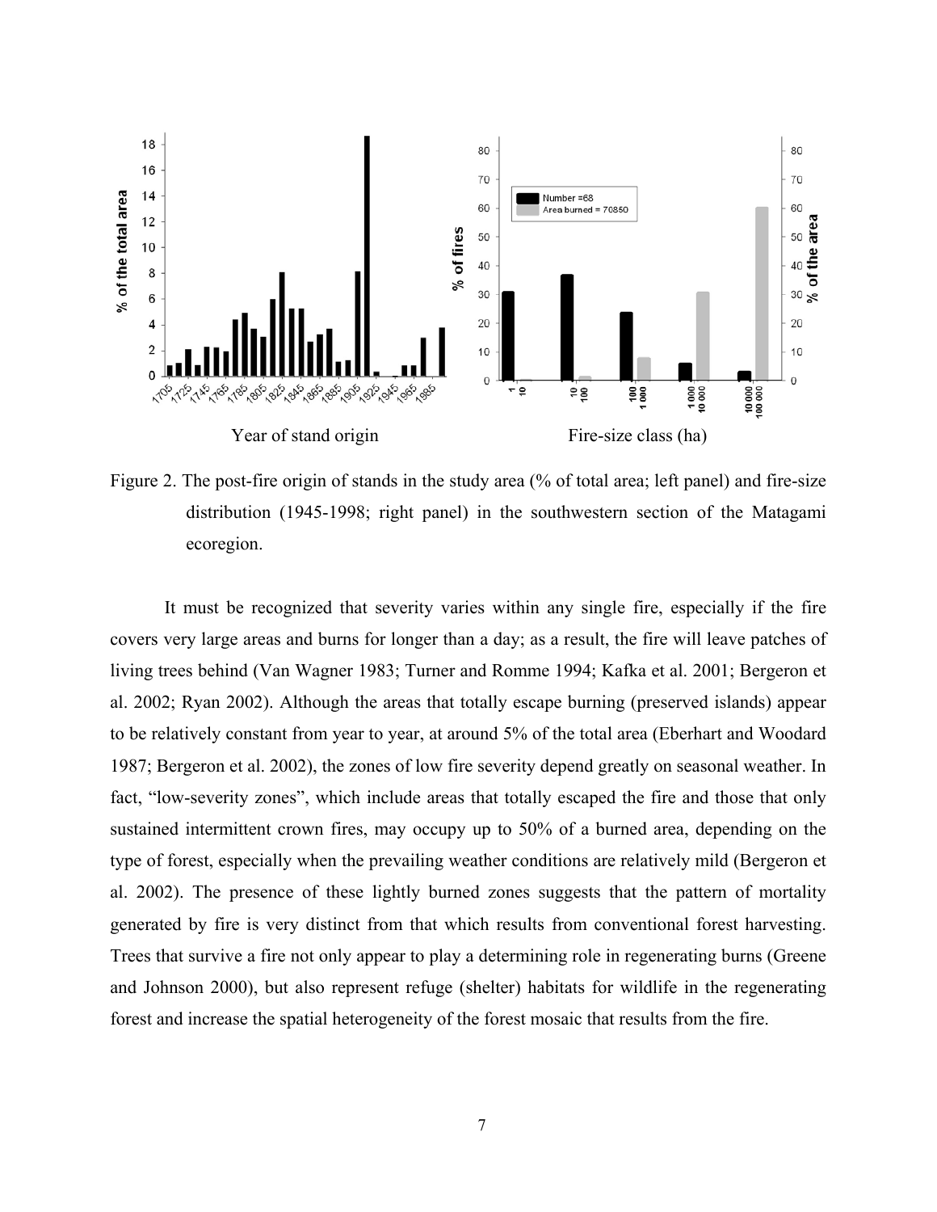% of the total area

18
16
14
12
10
8
6
4
2
0

1705 1725 1745 1765 1785 1805 1825 1845 1865 1885 1905 1925 1945 1965 1985

Year of stand origin

% of fires

80
70
60
50
40
30
20
10
0

Number =68
Area burned = 70850

% of the area

1 10
10 100
100 1 000
1 000 10 000
10 000 100 000

Fire-size class (ha)

Figure 2. The post-fire origin of stands in the study area (% of total area; left panel) and fire-size distribution (1945-1998; right panel) in the southwestern section of the Matagami ecoregion.

It must be recognized that severity varies within any single fire, especially if the fire covers very large areas and burns for longer than a day; as a result, the fire will leave patches of living trees behind (Van Wagner 1983; Turner and Romme 1994; Kafka et al. 2001; Bergeron et al. 2002; Ryan 2002). Although the areas that totally escape burning (preserved islands) appear to be relatively constant from year to year, at around 5% of the total area (Eberhart and Woodard 1987; Bergeron et al. 2002), the zones of low fire severity depend greatly on seasonal weather. In fact, "low-severity zones", which include areas that totally escaped the fire and those that only sustained intermittent crown fires, may occupy up to 50% of a burned area, depending on the type of forest, especially when the prevailing weather conditions are relatively mild (Bergeron et al. 2002). The presence of these lightly burned zones suggests that the pattern of mortality generated by fire is very distinct from that which results from conventional forest harvesting. Trees that survive a fire not only appear to play a determining role in regenerating burns (Greene and Johnson 2000), but also represent refuge (shelter) habitats for wildlife in the regenerating forest and increase the spatial heterogeneity of the forest mosaic that results from the fire.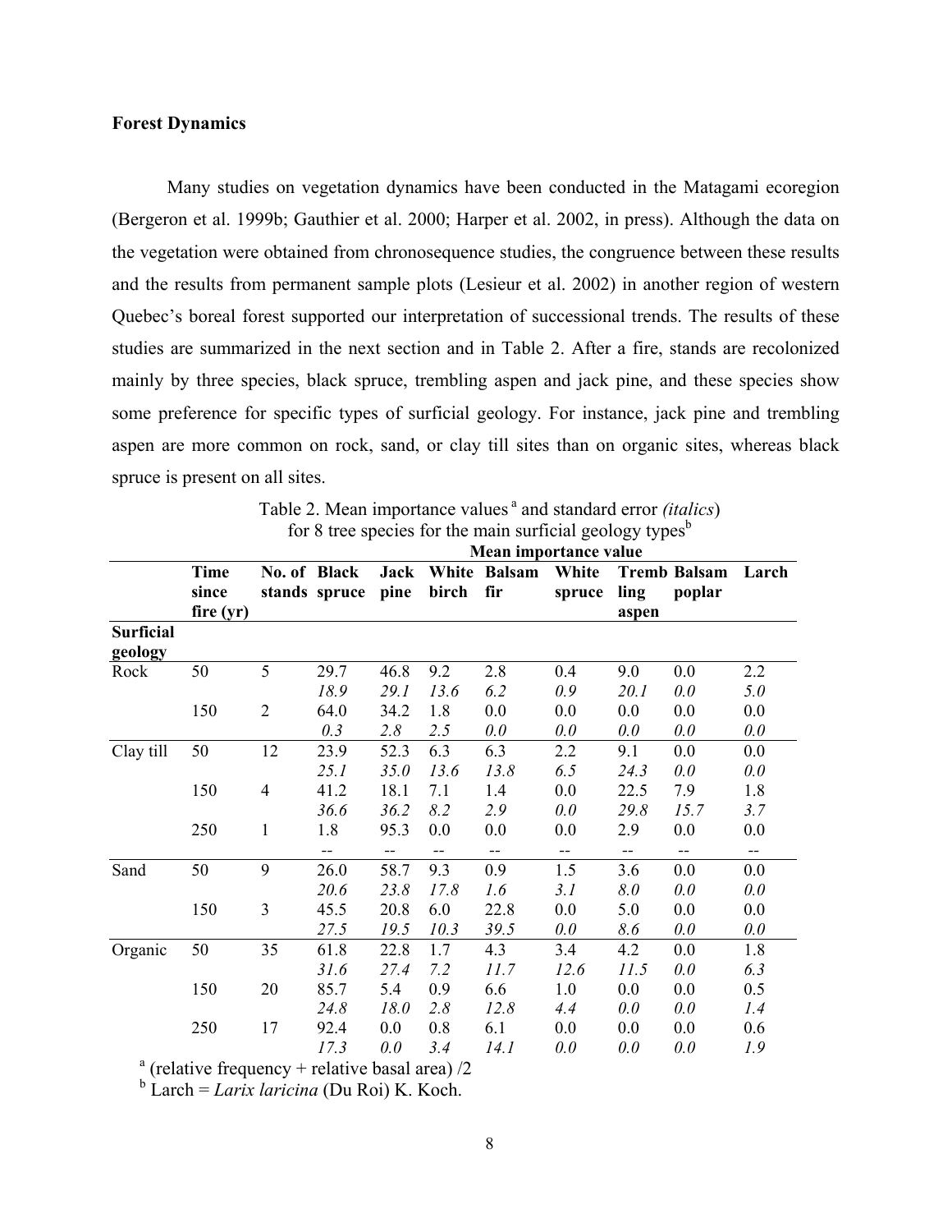### Forest Dynamics

Many studies on vegetation dynamics have been conducted in the Matagami ecoregion (Bergeron et al. 1999b; Gauthier et al. 2000; Harper et al. 2002, in press). Although the data on the vegetation were obtained from chronosequence studies, the congruence between these results and the results from permanent sample plots (Lesieur et al. 2002) in another region of western Quebec's boreal forest supported our interpretation of successional trends. The results of these studies are summarized in the next section and in Table 2. After a fire, stands are recolonized mainly by three species, black spruce, trembling aspen and jack pine, and these species show some preference for specific types of surficial geology. For instance, jack pine and trembling aspen are more common on rock, sand, or clay till sites than on organic sites, whereas black spruce is present on all sites.

Table 2. Mean importance values [a] and standard error *(italics)* for 8 tree species for the main surficial geology types[b]

| | | | Mean importance value | | | | | | | |
|---|---|---|---|---|---|---|---|---|---|---|
| | **Time since fire (yr)** | **No. of stands** | **Black spruce** | **Jack pine** | **White birch** | **Balsam fir** | **White spruce** | **Trembling aspen** | **Balsam poplar** | **Larch** |
| **Surficial geology** | | | | | | | | | | |
| Rock | 50 | 5 | 29.7 | 46.8 | 9.2 | 2.8 | 0.4 | 9.0 | 0.0 | 2.2 |
| | | | *18.9* | *29.1* | *13.6* | *6.2* | *0.9* | *20.1* | *0.0* | *5.0* |
| | 150 | 2 | 64.0 | 34.2 | 1.8 | 0.0 | 0.0 | 0.0 | 0.0 | 0.0 |
| | | | *0.3* | *2.8* | *2.5* | *0.0* | *0.0* | *0.0* | *0.0* | *0.0* |
| Clay till | 50 | 12 | 23.9 | 52.3 | 6.3 | 6.3 | 2.2 | 9.1 | 0.0 | 0.0 |
| | | | *25.1* | *35.0* | *13.6* | *13.8* | *6.5* | *24.3* | *0.0* | *0.0* |
| | 150 | 4 | 41.2 | 18.1 | 7.1 | 1.4 | 0.0 | 22.5 | 7.9 | 1.8 |
| | | | *36.6* | *36.2* | *8.2* | *2.9* | *0.0* | *29.8* | *15.7* | *3.7* |
| | 250 | 1 | 1.8 | 95.3 | 0.0 | 0.0 | 0.0 | 2.9 | 0.0 | 0.0 |
| | | | -- | -- | -- | -- | -- | -- | -- | -- |
| Sand | 50 | 9 | 26.0 | 58.7 | 9.3 | 0.9 | 1.5 | 3.6 | 0.0 | 0.0 |
| | | | *20.6* | *23.8* | *17.8* | *1.6* | *3.1* | *8.0* | *0.0* | *0.0* |
| | 150 | 3 | 45.5 | 20.8 | 6.0 | 22.8 | 0.0 | 5.0 | 0.0 | 0.0 |
| | | | *27.5* | *19.5* | *10.3* | *39.5* | *0.0* | *8.6* | *0.0* | *0.0* |
| Organic | 50 | 35 | 61.8 | 22.8 | 1.7 | 4.3 | 3.4 | 4.2 | 0.0 | 1.8 |
| | | | *31.6* | *27.4* | *7.2* | *11.7* | *12.6* | *11.5* | *0.0* | *6.3* |
| | 150 | 20 | 85.7 | 5.4 | 0.9 | 6.6 | 1.0 | 0.0 | 0.0 | 0.5 |
| | | | *24.8* | *18.0* | *2.8* | *12.8* | *4.4* | *0.0* | *0.0* | *1.4* |
| | 250 | 17 | 92.4 | 0.0 | 0.8 | 6.1 | 0.0 | 0.0 | 0.0 | 0.6 |
| | | | *17.3* | *0.0* | *3.4* | *14.1* | *0.0* | *0.0* | *0.0* | *1.9* |

[a] (relative frequency + relative basal area) /2

[b] Larch = *Larix laricina* (Du Roi) K. Koch.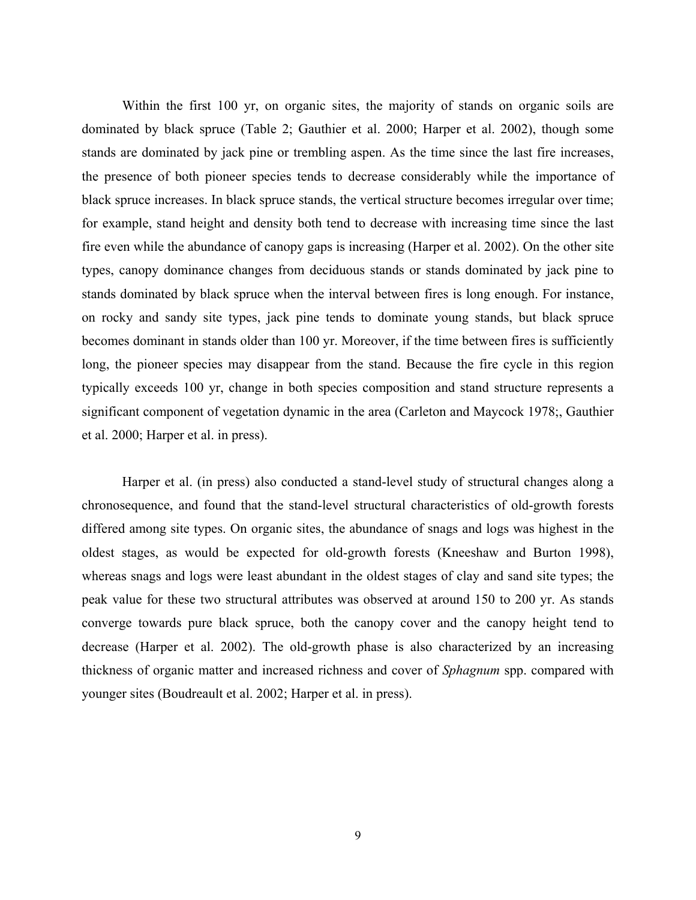Within the first 100 yr, on organic sites, the majority of stands on organic soils are dominated by black spruce (Table 2; Gauthier et al. 2000; Harper et al. 2002), though some stands are dominated by jack pine or trembling aspen. As the time since the last fire increases, the presence of both pioneer species tends to decrease considerably while the importance of black spruce increases. In black spruce stands, the vertical structure becomes irregular over time; for example, stand height and density both tend to decrease with increasing time since the last fire even while the abundance of canopy gaps is increasing (Harper et al. 2002). On the other site types, canopy dominance changes from deciduous stands or stands dominated by jack pine to stands dominated by black spruce when the interval between fires is long enough. For instance, on rocky and sandy site types, jack pine tends to dominate young stands, but black spruce becomes dominant in stands older than 100 yr. Moreover, if the time between fires is sufficiently long, the pioneer species may disappear from the stand. Because the fire cycle in this region typically exceeds 100 yr, change in both species composition and stand structure represents a significant component of vegetation dynamic in the area (Carleton and Maycock 1978;, Gauthier et al. 2000; Harper et al. in press).

Harper et al. (in press) also conducted a stand-level study of structural changes along a chronosequence, and found that the stand-level structural characteristics of old-growth forests differed among site types. On organic sites, the abundance of snags and logs was highest in the oldest stages, as would be expected for old-growth forests (Kneeshaw and Burton 1998), whereas snags and logs were least abundant in the oldest stages of clay and sand site types; the peak value for these two structural attributes was observed at around 150 to 200 yr. As stands converge towards pure black spruce, both the canopy cover and the canopy height tend to decrease (Harper et al. 2002). The old-growth phase is also characterized by an increasing thickness of organic matter and increased richness and cover of *Sphagnum* spp. compared with younger sites (Boudreault et al. 2002; Harper et al. in press).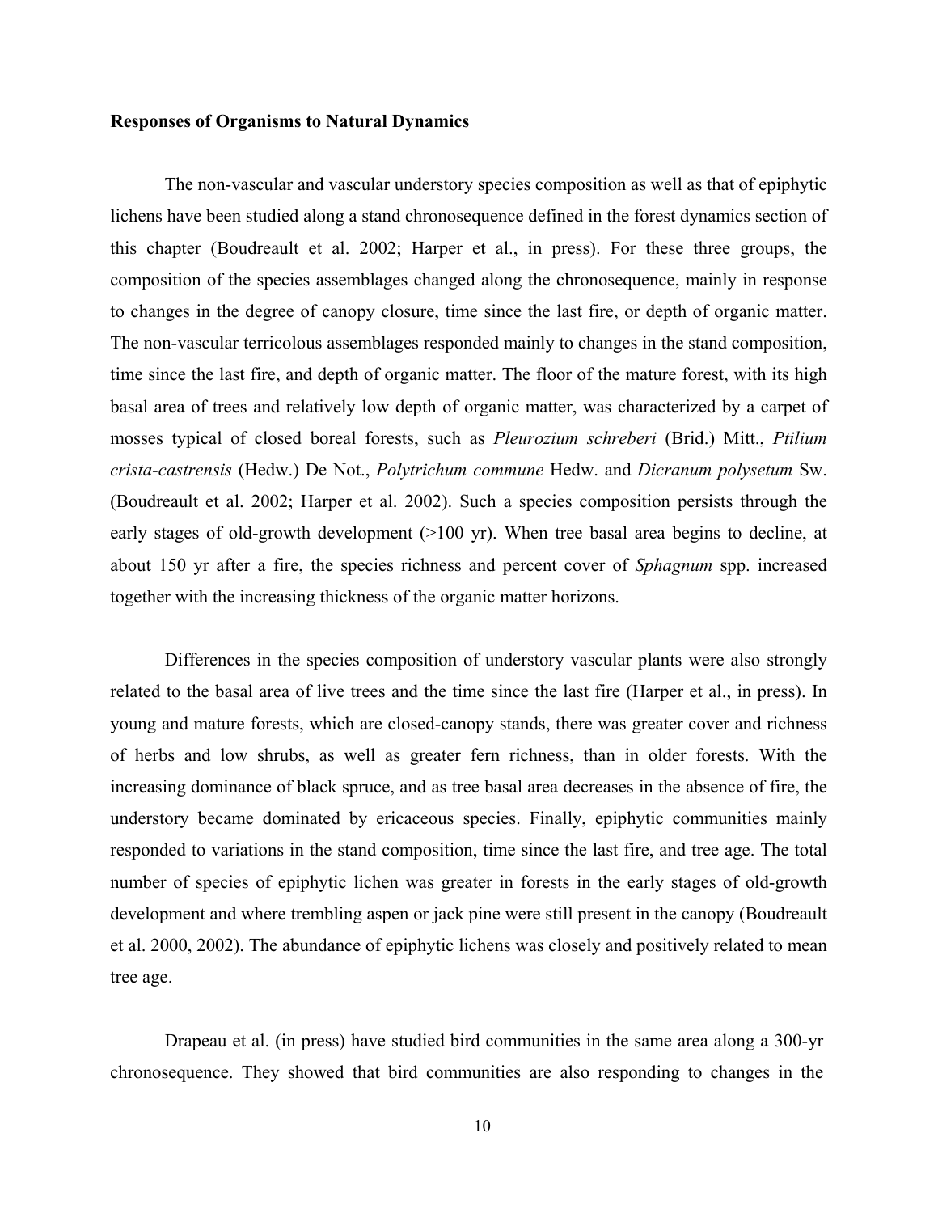**Responses of Organisms to Natural Dynamics**

The non-vascular and vascular understory species composition as well as that of epiphytic lichens have been studied along a stand chronosequence defined in the forest dynamics section of this chapter (Boudreault et al. 2002; Harper et al., in press). For these three groups, the composition of the species assemblages changed along the chronosequence, mainly in response to changes in the degree of canopy closure, time since the last fire, or depth of organic matter. The non-vascular terricolous assemblages responded mainly to changes in the stand composition, time since the last fire, and depth of organic matter. The floor of the mature forest, with its high basal area of trees and relatively low depth of organic matter, was characterized by a carpet of mosses typical of closed boreal forests, such as *Pleurozium schreberi* (Brid.) Mitt., *Ptilium crista-castrensis* (Hedw.) De Not., *Polytrichum commune* Hedw. and *Dicranum polysetum* Sw. (Boudreault et al. 2002; Harper et al. 2002). Such a species composition persists through the early stages of old-growth development (>100 yr). When tree basal area begins to decline, at about 150 yr after a fire, the species richness and percent cover of *Sphagnum* spp. increased together with the increasing thickness of the organic matter horizons.

Differences in the species composition of understory vascular plants were also strongly related to the basal area of live trees and the time since the last fire (Harper et al., in press). In young and mature forests, which are closed-canopy stands, there was greater cover and richness of herbs and low shrubs, as well as greater fern richness, than in older forests. With the increasing dominance of black spruce, and as tree basal area decreases in the absence of fire, the understory became dominated by ericaceous species. Finally, epiphytic communities mainly responded to variations in the stand composition, time since the last fire, and tree age. The total number of species of epiphytic lichen was greater in forests in the early stages of old-growth development and where trembling aspen or jack pine were still present in the canopy (Boudreault et al. 2000, 2002). The abundance of epiphytic lichens was closely and positively related to mean tree age.

Drapeau et al. (in press) have studied bird communities in the same area along a 300-yr chronosequence. They showed that bird communities are also responding to changes in the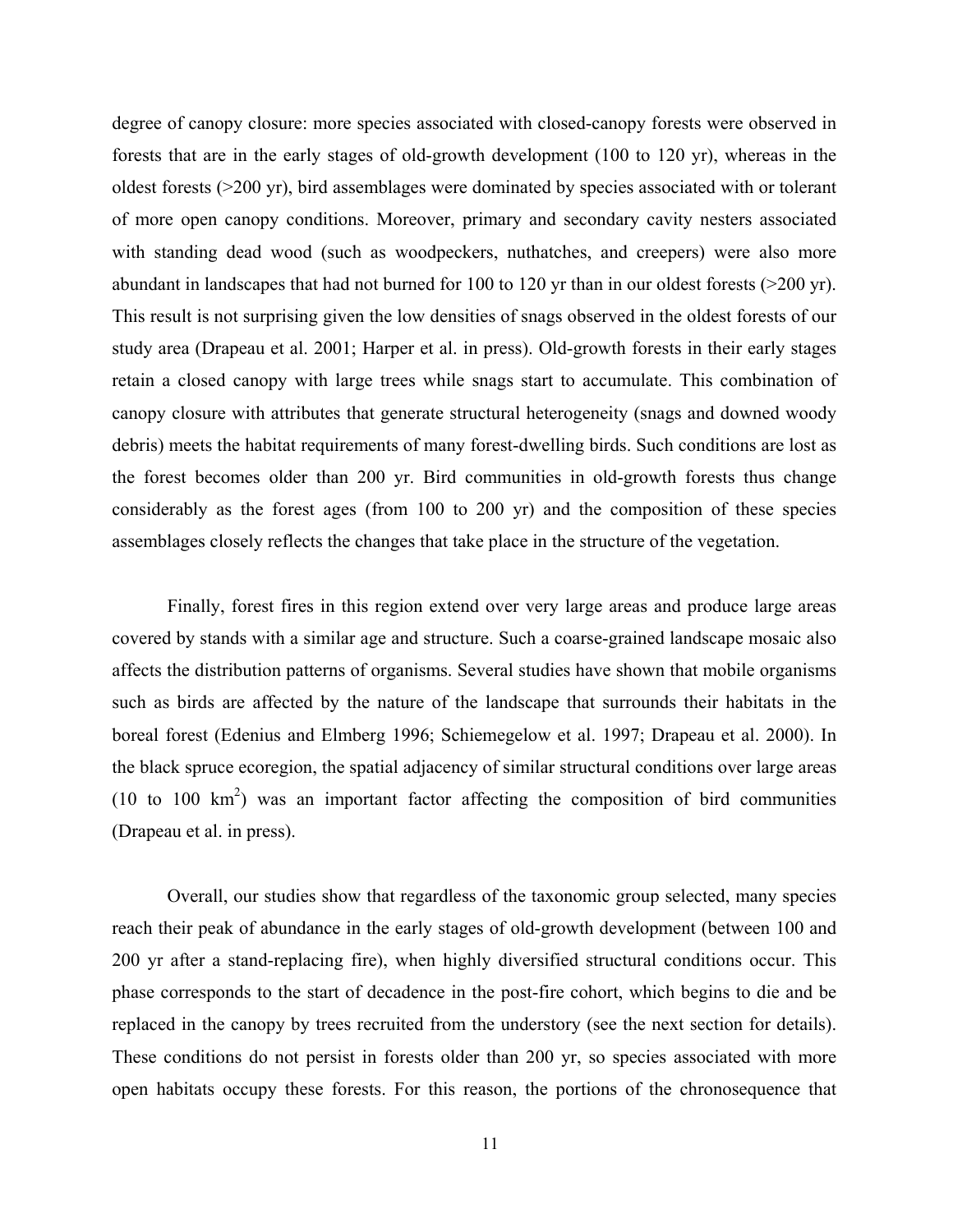degree of canopy closure: more species associated with closed-canopy forests were observed in forests that are in the early stages of old-growth development (100 to 120 yr), whereas in the oldest forests (>200 yr), bird assemblages were dominated by species associated with or tolerant of more open canopy conditions. Moreover, primary and secondary cavity nesters associated with standing dead wood (such as woodpeckers, nuthatches, and creepers) were also more abundant in landscapes that had not burned for 100 to 120 yr than in our oldest forests (>200 yr). This result is not surprising given the low densities of snags observed in the oldest forests of our study area (Drapeau et al. 2001; Harper et al. in press). Old-growth forests in their early stages retain a closed canopy with large trees while snags start to accumulate. This combination of canopy closure with attributes that generate structural heterogeneity (snags and downed woody debris) meets the habitat requirements of many forest-dwelling birds. Such conditions are lost as the forest becomes older than 200 yr. Bird communities in old-growth forests thus change considerably as the forest ages (from 100 to 200 yr) and the composition of these species assemblages closely reflects the changes that take place in the structure of the vegetation.

Finally, forest fires in this region extend over very large areas and produce large areas covered by stands with a similar age and structure. Such a coarse-grained landscape mosaic also affects the distribution patterns of organisms. Several studies have shown that mobile organisms such as birds are affected by the nature of the landscape that surrounds their habitats in the boreal forest (Edenius and Elmberg 1996; Schiemegelow et al. 1997; Drapeau et al. 2000). In the black spruce ecoregion, the spatial adjacency of similar structural conditions over large areas (10 to 100 km$^2$) was an important factor affecting the composition of bird communities (Drapeau et al. in press).

Overall, our studies show that regardless of the taxonomic group selected, many species reach their peak of abundance in the early stages of old-growth development (between 100 and 200 yr after a stand-replacing fire), when highly diversified structural conditions occur. This phase corresponds to the start of decadence in the post-fire cohort, which begins to die and be replaced in the canopy by trees recruited from the understory (see the next section for details). These conditions do not persist in forests older than 200 yr, so species associated with more open habitats occupy these forests. For this reason, the portions of the chronosequence that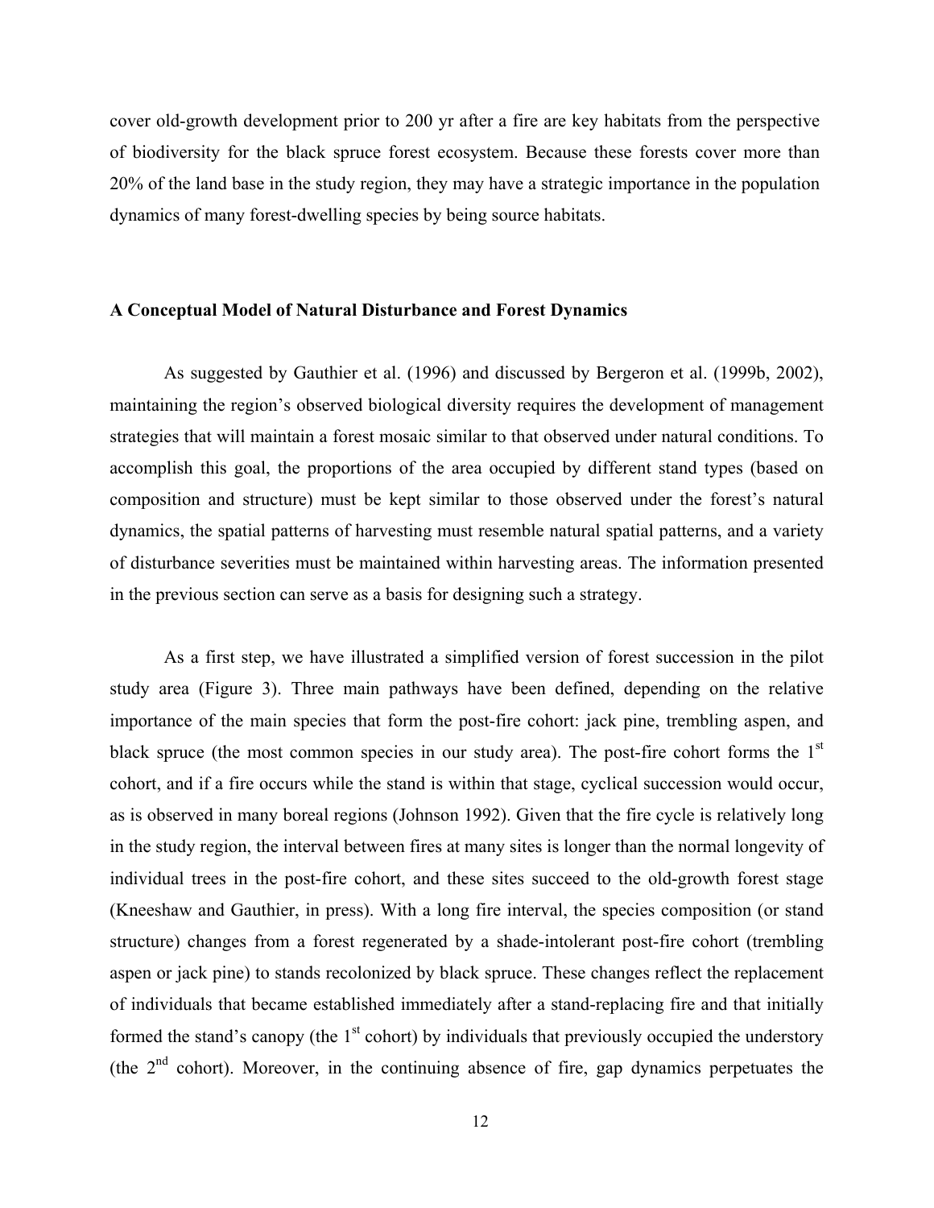cover old-growth development prior to 200 yr after a fire are key habitats from the perspective of biodiversity for the black spruce forest ecosystem. Because these forests cover more than 20% of the land base in the study region, they may have a strategic importance in the population dynamics of many forest-dwelling species by being source habitats.

## A Conceptual Model of Natural Disturbance and Forest Dynamics

As suggested by Gauthier et al. (1996) and discussed by Bergeron et al. (1999b, 2002), maintaining the region's observed biological diversity requires the development of management strategies that will maintain a forest mosaic similar to that observed under natural conditions. To accomplish this goal, the proportions of the area occupied by different stand types (based on composition and structure) must be kept similar to those observed under the forest's natural dynamics, the spatial patterns of harvesting must resemble natural spatial patterns, and a variety of disturbance severities must be maintained within harvesting areas. The information presented in the previous section can serve as a basis for designing such a strategy.

As a first step, we have illustrated a simplified version of forest succession in the pilot study area (Figure 3). Three main pathways have been defined, depending on the relative importance of the main species that form the post-fire cohort: jack pine, trembling aspen, and black spruce (the most common species in our study area). The post-fire cohort forms the 1st cohort, and if a fire occurs while the stand is within that stage, cyclical succession would occur, as is observed in many boreal regions (Johnson 1992). Given that the fire cycle is relatively long in the study region, the interval between fires at many sites is longer than the normal longevity of individual trees in the post-fire cohort, and these sites succeed to the old-growth forest stage (Kneeshaw and Gauthier, in press). With a long fire interval, the species composition (or stand structure) changes from a forest regenerated by a shade-intolerant post-fire cohort (trembling aspen or jack pine) to stands recolonized by black spruce. These changes reflect the replacement of individuals that became established immediately after a stand-replacing fire and that initially formed the stand's canopy (the 1st cohort) by individuals that previously occupied the understory (the 2nd cohort). Moreover, in the continuing absence of fire, gap dynamics perpetuates the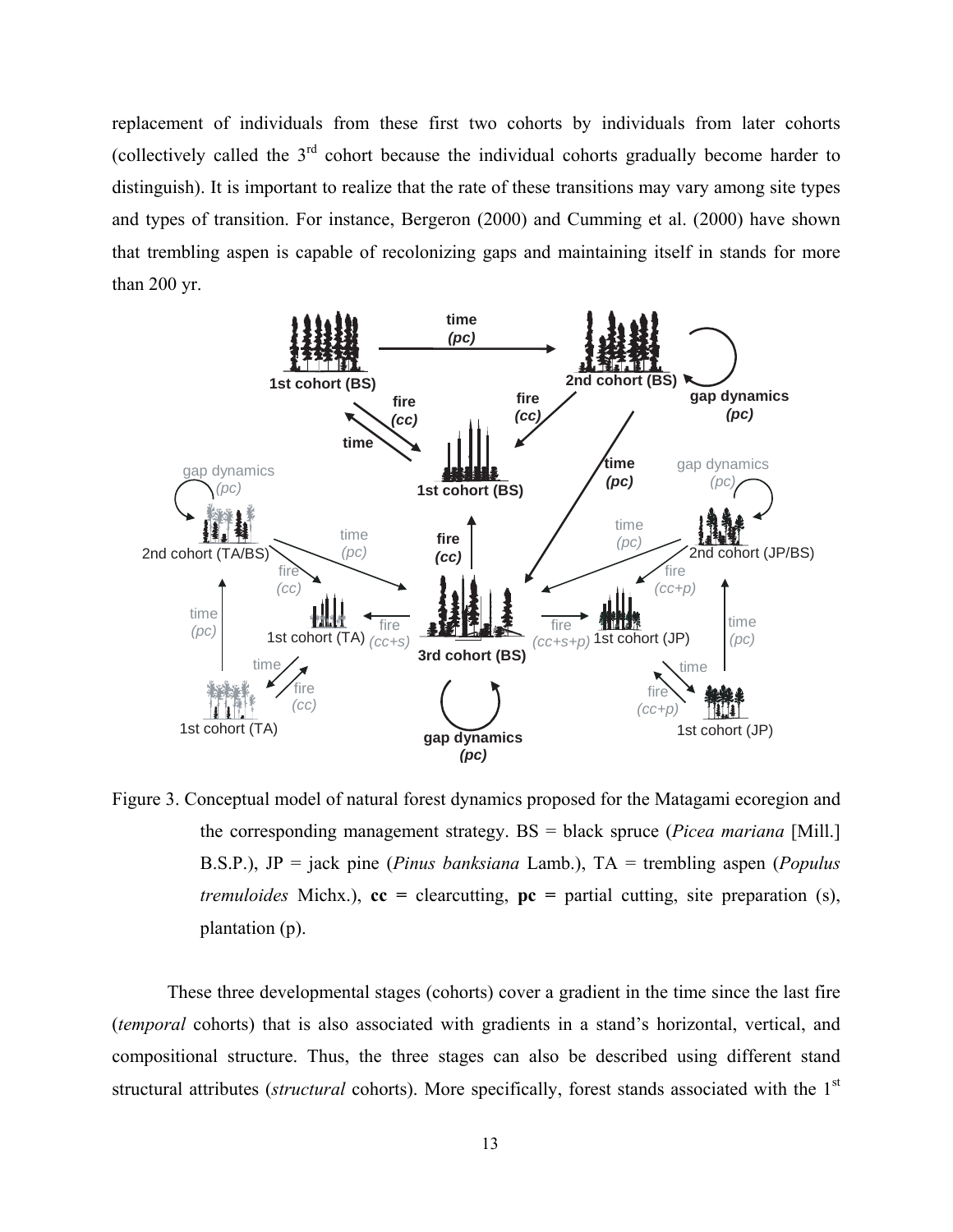replacement of individuals from these first two cohorts by individuals from later cohorts (collectively called the 3rd cohort because the individual cohorts gradually become harder to distinguish). It is important to realize that the rate of these transitions may vary among site types and types of transition. For instance, Bergeron (2000) and Cumming et al. (2000) have shown that trembling aspen is capable of recolonizing gaps and maintaining itself in stands for more than 200 yr.

1st cohort (BS)
time
(pc)
2nd cohort (BS)
gap dynamics
(pc)
fire
(cc)
fire
(cc)
time
1st cohort (BS)
time
(pc)
gap dynamics
(pc)
gap dynamics
(pc)
2nd cohort (TA/BS)
time
(pc)
fire
(cc)
time
(pc)
2nd cohort (JP/BS)
fire
(cc)
fire
(cc+p)
time
(pc)
1st cohort (TA)
fire
(cc+s)
3rd cohort (BS)
fire
(cc+s+p)
1st cohort (JP)
time
(pc)
time
fire
(cc)
time
fire
(cc+p)
1st cohort (TA)
gap dynamics
(pc)
1st cohort (JP)

Figure 3. Conceptual model of natural forest dynamics proposed for the Matagami ecoregion and the corresponding management strategy. BS = black spruce (*Picea mariana* [Mill.] B.S.P.), JP = jack pine (*Pinus banksiana* Lamb.), TA = trembling aspen (*Populus tremuloides* Michx.), **cc** = clearcutting, **pc** = partial cutting, site preparation (s), plantation (p).

These three developmental stages (cohorts) cover a gradient in the time since the last fire (*temporal* cohorts) that is also associated with gradients in a stand's horizontal, vertical, and compositional structure. Thus, the three stages can also be described using different stand structural attributes (*structural* cohorts). More specifically, forest stands associated with the 1st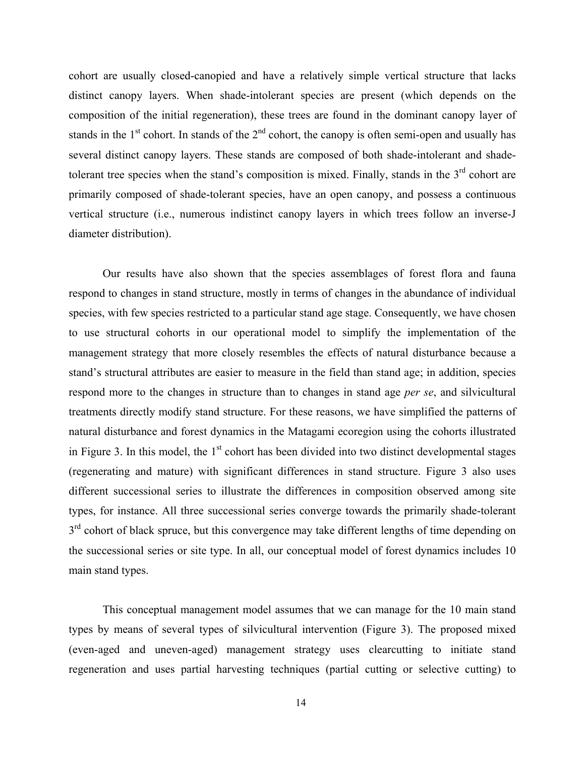cohort are usually closed-canopied and have a relatively simple vertical structure that lacks distinct canopy layers. When shade-intolerant species are present (which depends on the composition of the initial regeneration), these trees are found in the dominant canopy layer of stands in the 1st cohort. In stands of the 2nd cohort, the canopy is often semi-open and usually has several distinct canopy layers. These stands are composed of both shade-intolerant and shade-tolerant tree species when the stand's composition is mixed. Finally, stands in the 3rd cohort are primarily composed of shade-tolerant species, have an open canopy, and possess a continuous vertical structure (i.e., numerous indistinct canopy layers in which trees follow an inverse-J diameter distribution).

Our results have also shown that the species assemblages of forest flora and fauna respond to changes in stand structure, mostly in terms of changes in the abundance of individual species, with few species restricted to a particular stand age stage. Consequently, we have chosen to use structural cohorts in our operational model to simplify the implementation of the management strategy that more closely resembles the effects of natural disturbance because a stand's structural attributes are easier to measure in the field than stand age; in addition, species respond more to the changes in structure than to changes in stand age *per se*, and silvicultural treatments directly modify stand structure. For these reasons, we have simplified the patterns of natural disturbance and forest dynamics in the Matagami ecoregion using the cohorts illustrated in Figure 3. In this model, the 1st cohort has been divided into two distinct developmental stages (regenerating and mature) with significant differences in stand structure. Figure 3 also uses different successional series to illustrate the differences in composition observed among site types, for instance. All three successional series converge towards the primarily shade-tolerant 3rd cohort of black spruce, but this convergence may take different lengths of time depending on the successional series or site type. In all, our conceptual model of forest dynamics includes 10 main stand types.

This conceptual management model assumes that we can manage for the 10 main stand types by means of several types of silvicultural intervention (Figure 3). The proposed mixed (even-aged and uneven-aged) management strategy uses clearcutting to initiate stand regeneration and uses partial harvesting techniques (partial cutting or selective cutting) to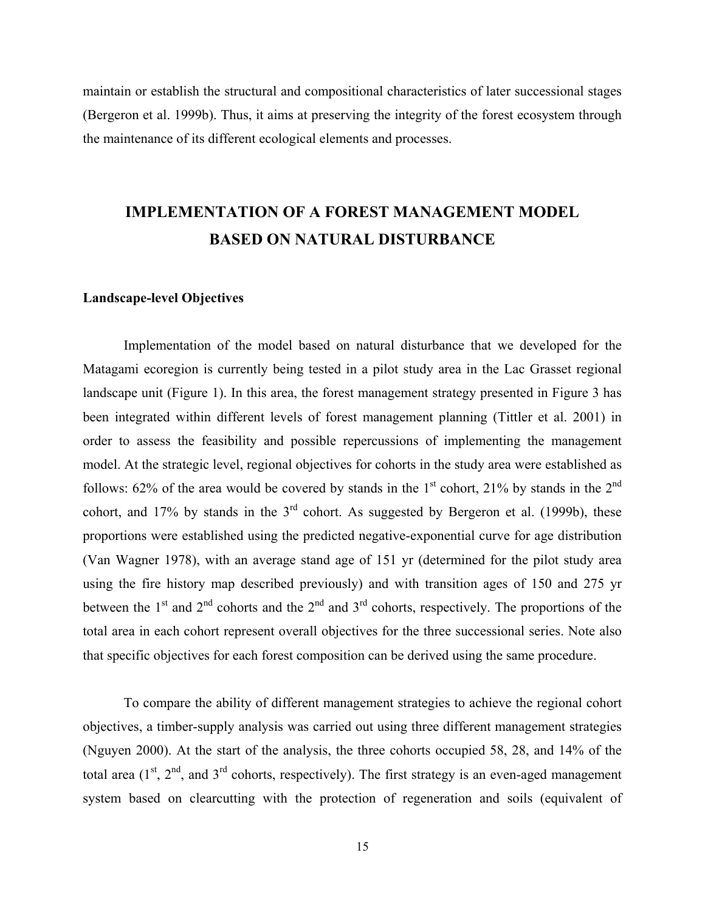maintain or establish the structural and compositional characteristics of later successional stages (Bergeron et al. 1999b). Thus, it aims at preserving the integrity of the forest ecosystem through the maintenance of its different ecological elements and processes.

## IMPLEMENTATION OF A FOREST MANAGEMENT MODEL BASED ON NATURAL DISTURBANCE

### Landscape-level Objectives

Implementation of the model based on natural disturbance that we developed for the Matagami ecoregion is currently being tested in a pilot study area in the Lac Grasset regional landscape unit (Figure 1). In this area, the forest management strategy presented in Figure 3 has been integrated within different levels of forest management planning (Tittler et al. 2001) in order to assess the feasibility and possible repercussions of implementing the management model. At the strategic level, regional objectives for cohorts in the study area were established as follows: 62% of the area would be covered by stands in the 1st cohort, 21% by stands in the 2nd cohort, and 17% by stands in the 3rd cohort. As suggested by Bergeron et al. (1999b), these proportions were established using the predicted negative-exponential curve for age distribution (Van Wagner 1978), with an average stand age of 151 yr (determined for the pilot study area using the fire history map described previously) and with transition ages of 150 and 275 yr between the 1st and 2nd cohorts and the 2nd and 3rd cohorts, respectively. The proportions of the total area in each cohort represent overall objectives for the three successional series. Note also that specific objectives for each forest composition can be derived using the same procedure.

To compare the ability of different management strategies to achieve the regional cohort objectives, a timber-supply analysis was carried out using three different management strategies (Nguyen 2000). At the start of the analysis, the three cohorts occupied 58, 28, and 14% of the total area (1st, 2nd, and 3rd cohorts, respectively). The first strategy is an even-aged management system based on clearcutting with the protection of regeneration and soils (equivalent of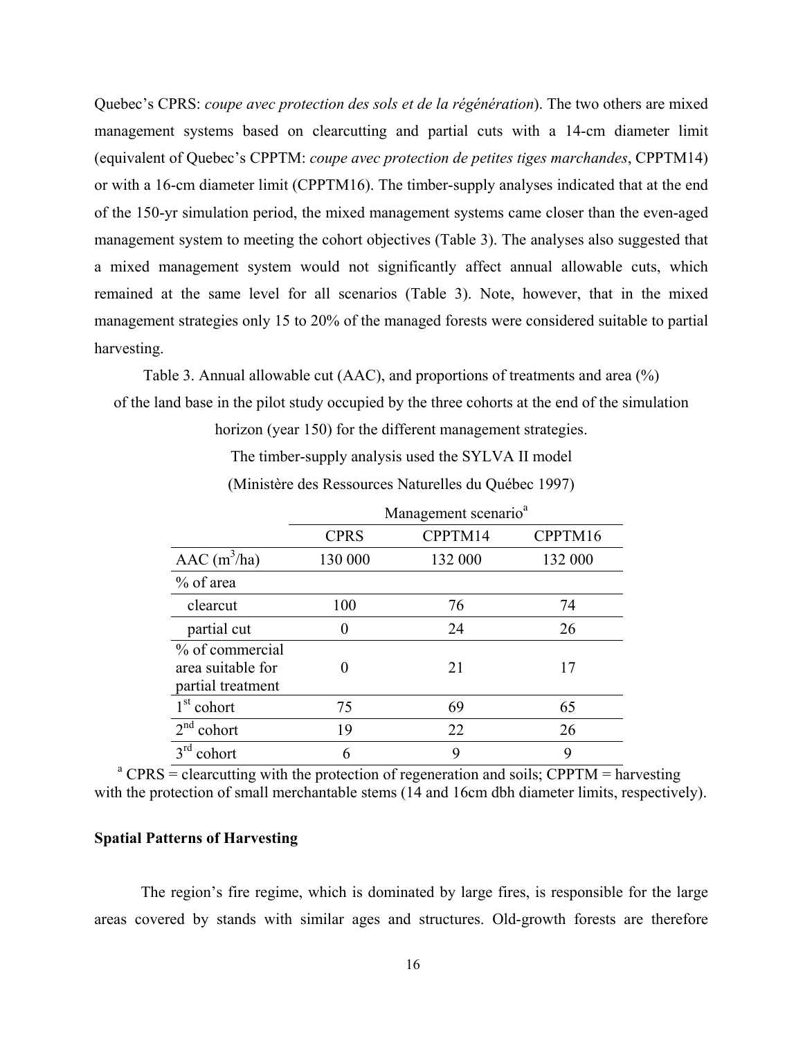Quebec's CPRS: *coupe avec protection des sols et de la régénération*). The two others are mixed management systems based on clearcutting and partial cuts with a 14-cm diameter limit (equivalent of Quebec's CPPTM: *coupe avec protection de petites tiges marchandes*, CPPTM14) or with a 16-cm diameter limit (CPPTM16). The timber-supply analyses indicated that at the end of the 150-yr simulation period, the mixed management systems came closer than the even-aged management system to meeting the cohort objectives (Table 3). The analyses also suggested that a mixed management system would not significantly affect annual allowable cuts, which remained at the same level for all scenarios (Table 3). Note, however, that in the mixed management strategies only 15 to 20% of the managed forests were considered suitable to partial harvesting.

Table 3. Annual allowable cut (AAC), and proportions of treatments and area (%) of the land base in the pilot study occupied by the three cohorts at the end of the simulation horizon (year 150) for the different management strategies. The timber-supply analysis used the SYLVA II model (Ministère des Ressources Naturelles du Québec 1997)

| | Management scenario[a] | | |
|---|---|---|---|
| | CPRS | CPPTM14 | CPPTM16 |
| AAC ($m^3$/ha) | 130 000 | 132 000 | 132 000 |
| % of area | | | |
| clearcut | 100 | 76 | 74 |
| partial cut | 0 | 24 | 26 |
| % of commercial area suitable for partial treatment | 0 | 21 | 17 |
| 1st cohort | 75 | 69 | 65 |
| 2nd cohort | 19 | 22 | 26 |
| 3rd cohort | 6 | 9 | 9 |

[a] CPRS = clearcutting with the protection of regeneration and soils; CPPTM = harvesting with the protection of small merchantable stems (14 and 16cm dbh diameter limits, respectively).

**Spatial Patterns of Harvesting**

The region's fire regime, which is dominated by large fires, is responsible for the large areas covered by stands with similar ages and structures. Old-growth forests are therefore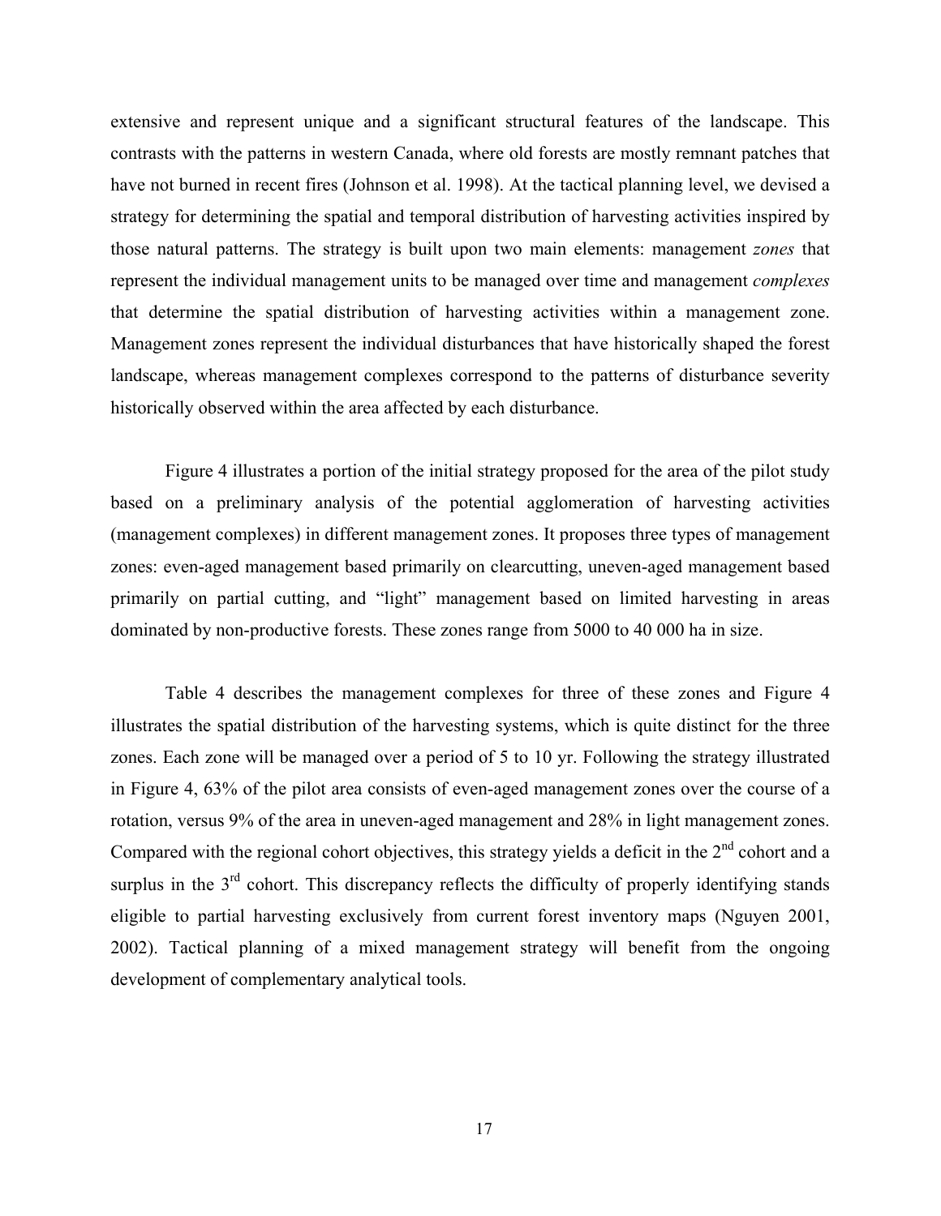extensive and represent unique and a significant structural features of the landscape. This contrasts with the patterns in western Canada, where old forests are mostly remnant patches that have not burned in recent fires (Johnson et al. 1998). At the tactical planning level, we devised a strategy for determining the spatial and temporal distribution of harvesting activities inspired by those natural patterns. The strategy is built upon two main elements: management *zones* that represent the individual management units to be managed over time and management *complexes* that determine the spatial distribution of harvesting activities within a management zone. Management zones represent the individual disturbances that have historically shaped the forest landscape, whereas management complexes correspond to the patterns of disturbance severity historically observed within the area affected by each disturbance.

Figure 4 illustrates a portion of the initial strategy proposed for the area of the pilot study based on a preliminary analysis of the potential agglomeration of harvesting activities (management complexes) in different management zones. It proposes three types of management zones: even-aged management based primarily on clearcutting, uneven-aged management based primarily on partial cutting, and "light" management based on limited harvesting in areas dominated by non-productive forests. These zones range from 5000 to 40 000 ha in size.

Table 4 describes the management complexes for three of these zones and Figure 4 illustrates the spatial distribution of the harvesting systems, which is quite distinct for the three zones. Each zone will be managed over a period of 5 to 10 yr. Following the strategy illustrated in Figure 4, 63% of the pilot area consists of even-aged management zones over the course of a rotation, versus 9% of the area in uneven-aged management and 28% in light management zones. Compared with the regional cohort objectives, this strategy yields a deficit in the 2nd cohort and a surplus in the 3rd cohort. This discrepancy reflects the difficulty of properly identifying stands eligible to partial harvesting exclusively from current forest inventory maps (Nguyen 2001, 2002). Tactical planning of a mixed management strategy will benefit from the ongoing development of complementary analytical tools.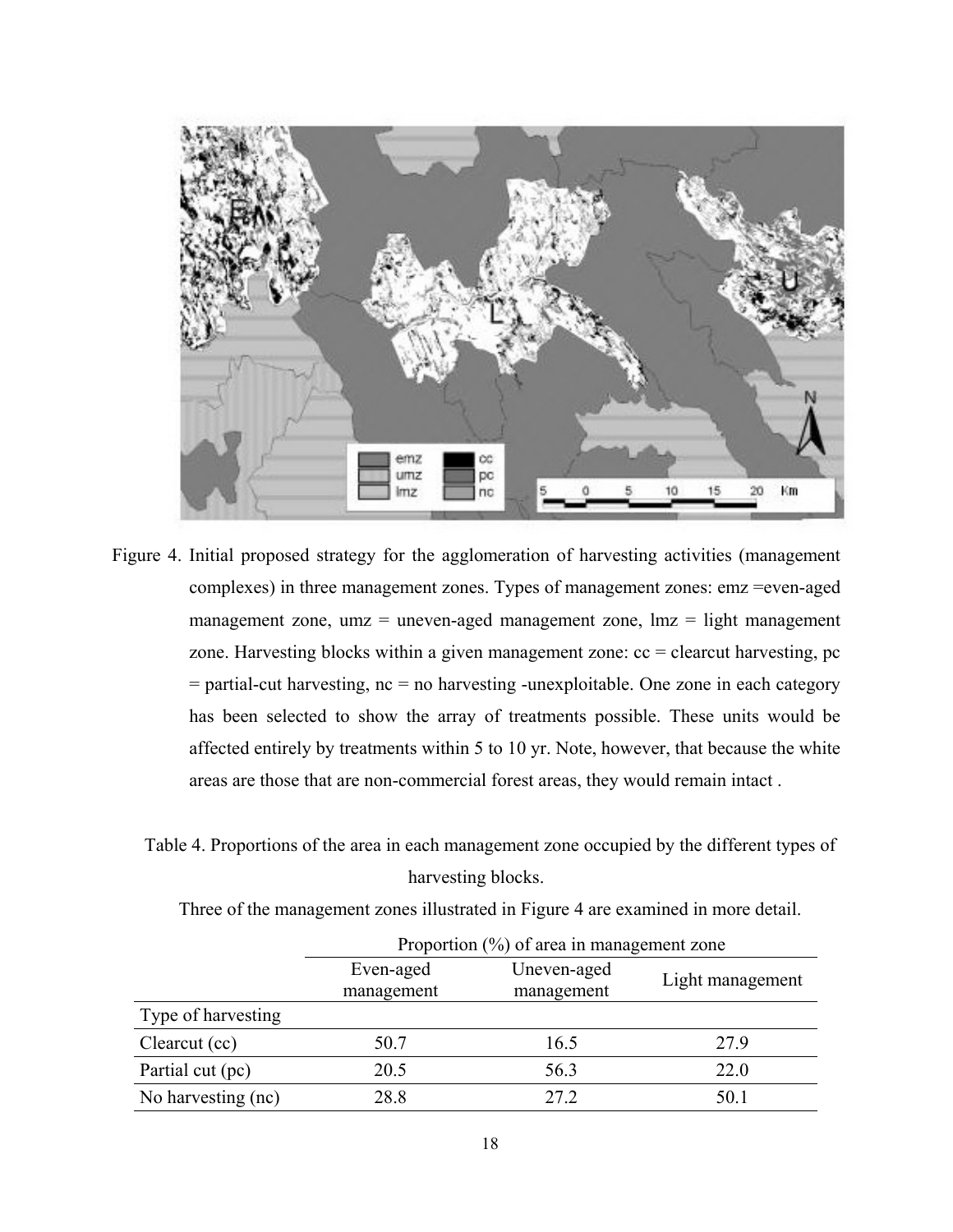Figure 4. Initial proposed strategy for the agglomeration of harvesting activities (management complexes) in three management zones. Types of management zones: emz =even-aged management zone, umz = uneven-aged management zone, lmz = light management zone. Harvesting blocks within a given management zone: cc = clearcut harvesting, pc = partial-cut harvesting, nc = no harvesting -unexploitable. One zone in each category has been selected to show the array of treatments possible. These units would be affected entirely by treatments within 5 to 10 yr. Note, however, that because the white areas are those that are non-commercial forest areas, they would remain intact .

Table 4. Proportions of the area in each management zone occupied by the different types of harvesting blocks.

Three of the management zones illustrated in Figure 4 are examined in more detail.

| | Proportion (%) of area in management zone | | |
|---|---|---|---|
| | Even-aged management | Uneven-aged management | Light management |
| Type of harvesting | | | |
| Clearcut (cc) | 50.7 | 16.5 | 27.9 |
| Partial cut (pc) | 20.5 | 56.3 | 22.0 |
| No harvesting (nc) | 28.8 | 27.2 | 50.1 |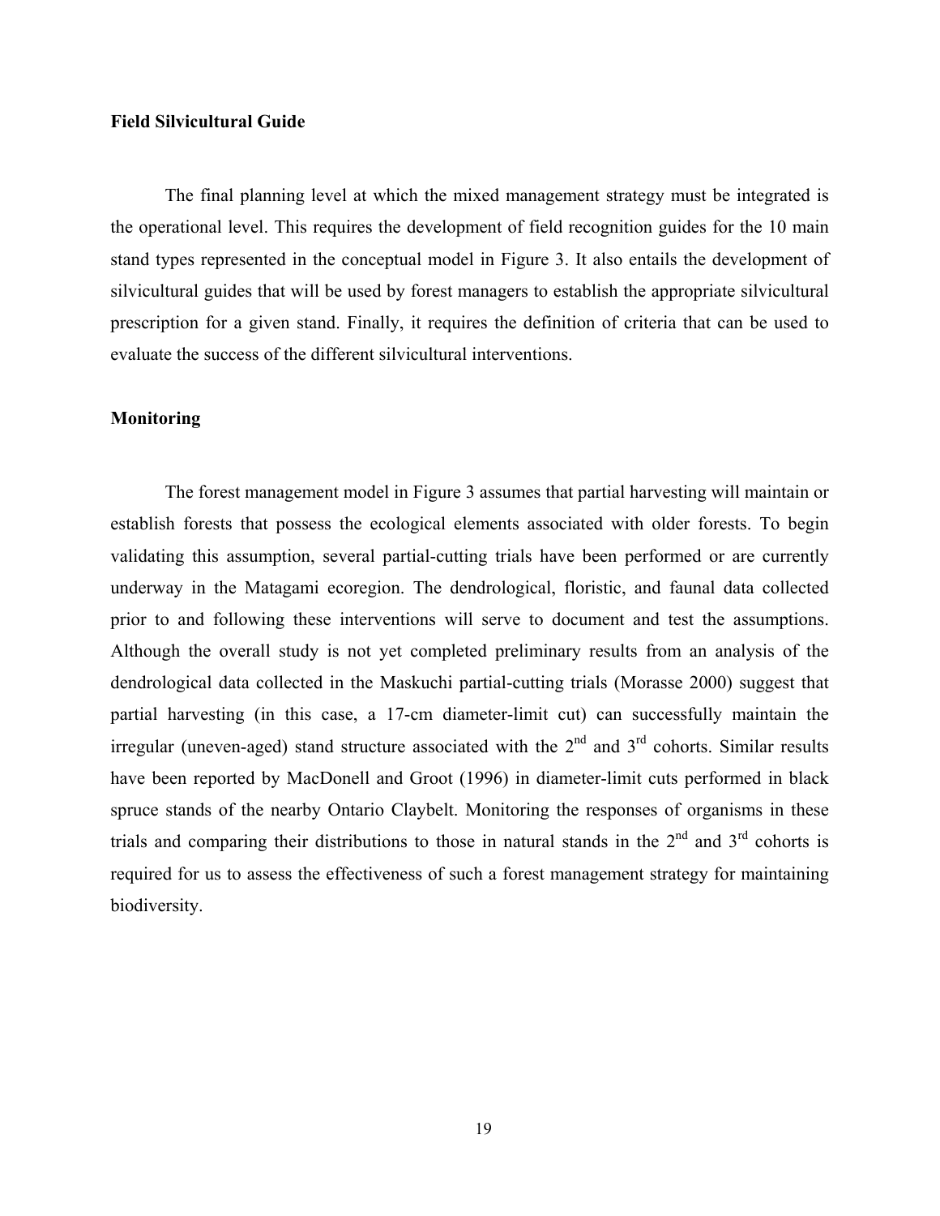## Field Silvicultural Guide

The final planning level at which the mixed management strategy must be integrated is the operational level. This requires the development of field recognition guides for the 10 main stand types represented in the conceptual model in Figure 3. It also entails the development of silvicultural guides that will be used by forest managers to establish the appropriate silvicultural prescription for a given stand. Finally, it requires the definition of criteria that can be used to evaluate the success of the different silvicultural interventions.

## Monitoring

The forest management model in Figure 3 assumes that partial harvesting will maintain or establish forests that possess the ecological elements associated with older forests. To begin validating this assumption, several partial-cutting trials have been performed or are currently underway in the Matagami ecoregion. The dendrological, floristic, and faunal data collected prior to and following these interventions will serve to document and test the assumptions. Although the overall study is not yet completed preliminary results from an analysis of the dendrological data collected in the Maskuchi partial-cutting trials (Morasse 2000) suggest that partial harvesting (in this case, a 17-cm diameter-limit cut) can successfully maintain the irregular (uneven-aged) stand structure associated with the 2nd and 3rd cohorts. Similar results have been reported by MacDonell and Groot (1996) in diameter-limit cuts performed in black spruce stands of the nearby Ontario Claybelt. Monitoring the responses of organisms in these trials and comparing their distributions to those in natural stands in the 2nd and 3rd cohorts is required for us to assess the effectiveness of such a forest management strategy for maintaining biodiversity.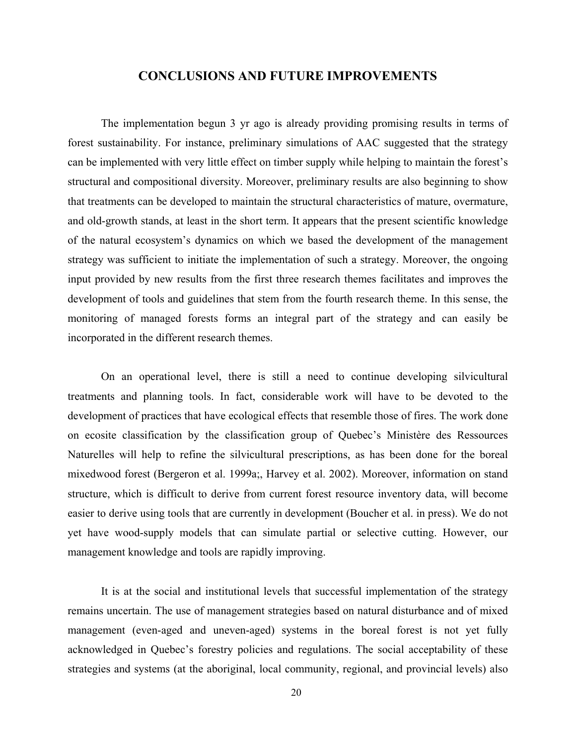## CONCLUSIONS AND FUTURE IMPROVEMENTS

The implementation begun 3 yr ago is already providing promising results in terms of forest sustainability. For instance, preliminary simulations of AAC suggested that the strategy can be implemented with very little effect on timber supply while helping to maintain the forest's structural and compositional diversity. Moreover, preliminary results are also beginning to show that treatments can be developed to maintain the structural characteristics of mature, overmature, and old-growth stands, at least in the short term. It appears that the present scientific knowledge of the natural ecosystem's dynamics on which we based the development of the management strategy was sufficient to initiate the implementation of such a strategy. Moreover, the ongoing input provided by new results from the first three research themes facilitates and improves the development of tools and guidelines that stem from the fourth research theme. In this sense, the monitoring of managed forests forms an integral part of the strategy and can easily be incorporated in the different research themes.

On an operational level, there is still a need to continue developing silvicultural treatments and planning tools. In fact, considerable work will have to be devoted to the development of practices that have ecological effects that resemble those of fires. The work done on ecosite classification by the classification group of Quebec's Ministère des Ressources Naturelles will help to refine the silvicultural prescriptions, as has been done for the boreal mixedwood forest (Bergeron et al. 1999a;, Harvey et al. 2002). Moreover, information on stand structure, which is difficult to derive from current forest resource inventory data, will become easier to derive using tools that are currently in development (Boucher et al. in press). We do not yet have wood-supply models that can simulate partial or selective cutting. However, our management knowledge and tools are rapidly improving.

It is at the social and institutional levels that successful implementation of the strategy remains uncertain. The use of management strategies based on natural disturbance and of mixed management (even-aged and uneven-aged) systems in the boreal forest is not yet fully acknowledged in Quebec's forestry policies and regulations. The social acceptability of these strategies and systems (at the aboriginal, local community, regional, and provincial levels) also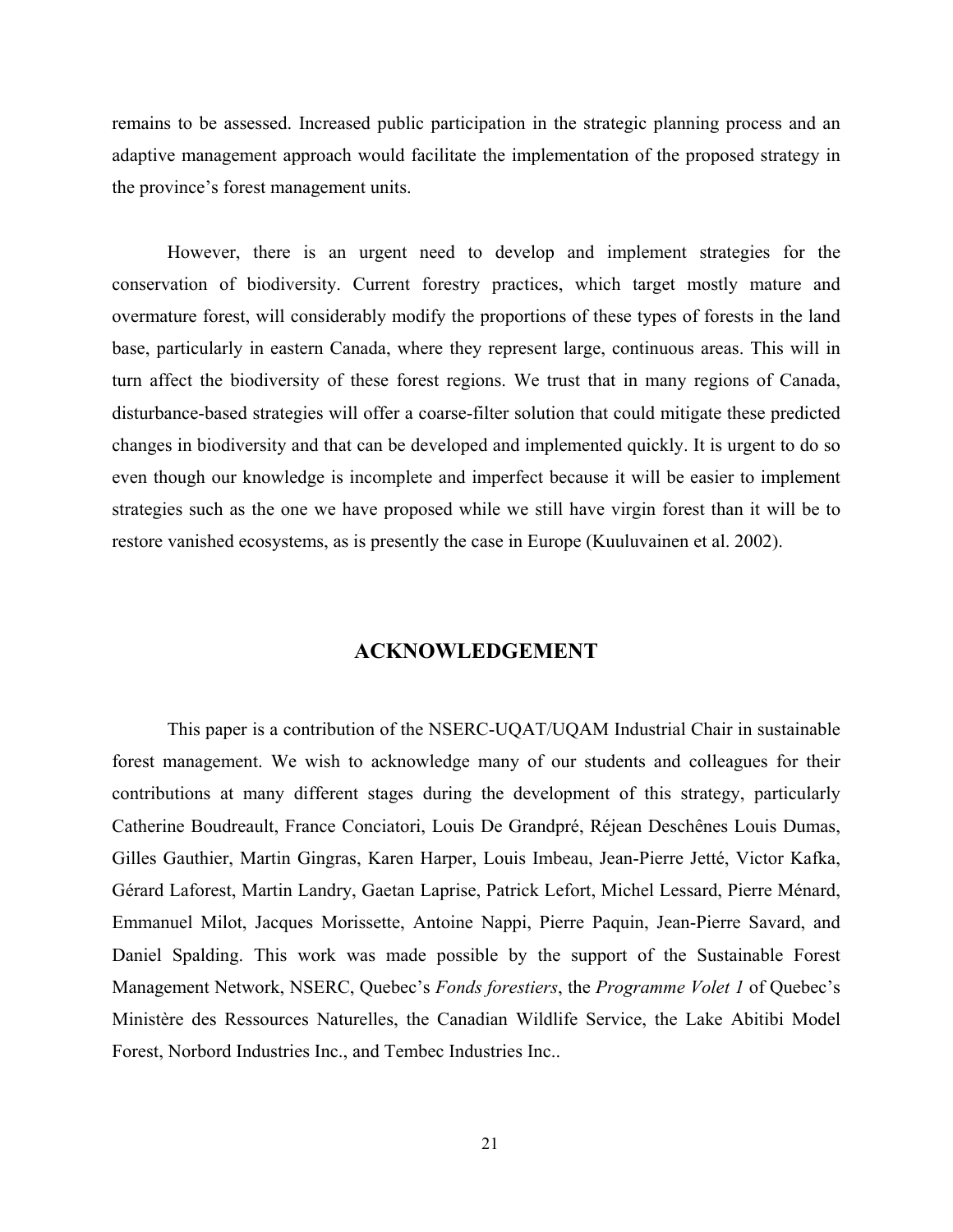remains to be assessed. Increased public participation in the strategic planning process and an adaptive management approach would facilitate the implementation of the proposed strategy in the province's forest management units.

However, there is an urgent need to develop and implement strategies for the conservation of biodiversity. Current forestry practices, which target mostly mature and overmature forest, will considerably modify the proportions of these types of forests in the land base, particularly in eastern Canada, where they represent large, continuous areas. This will in turn affect the biodiversity of these forest regions. We trust that in many regions of Canada, disturbance-based strategies will offer a coarse-filter solution that could mitigate these predicted changes in biodiversity and that can be developed and implemented quickly. It is urgent to do so even though our knowledge is incomplete and imperfect because it will be easier to implement strategies such as the one we have proposed while we still have virgin forest than it will be to restore vanished ecosystems, as is presently the case in Europe (Kuuluvainen et al. 2002).

## ACKNOWLEDGEMENT

This paper is a contribution of the NSERC-UQAT/UQAM Industrial Chair in sustainable forest management. We wish to acknowledge many of our students and colleagues for their contributions at many different stages during the development of this strategy, particularly Catherine Boudreault, France Conciatori, Louis De Grandpré, Réjean Deschênes Louis Dumas, Gilles Gauthier, Martin Gingras, Karen Harper, Louis Imbeau, Jean-Pierre Jetté, Victor Kafka, Gérard Laforest, Martin Landry, Gaetan Laprise, Patrick Lefort, Michel Lessard, Pierre Ménard, Emmanuel Milot, Jacques Morissette, Antoine Nappi, Pierre Paquin, Jean-Pierre Savard, and Daniel Spalding. This work was made possible by the support of the Sustainable Forest Management Network, NSERC, Quebec's *Fonds forestiers*, the *Programme Volet 1* of Quebec's Ministère des Ressources Naturelles, the Canadian Wildlife Service, the Lake Abitibi Model Forest, Norbord Industries Inc., and Tembec Industries Inc..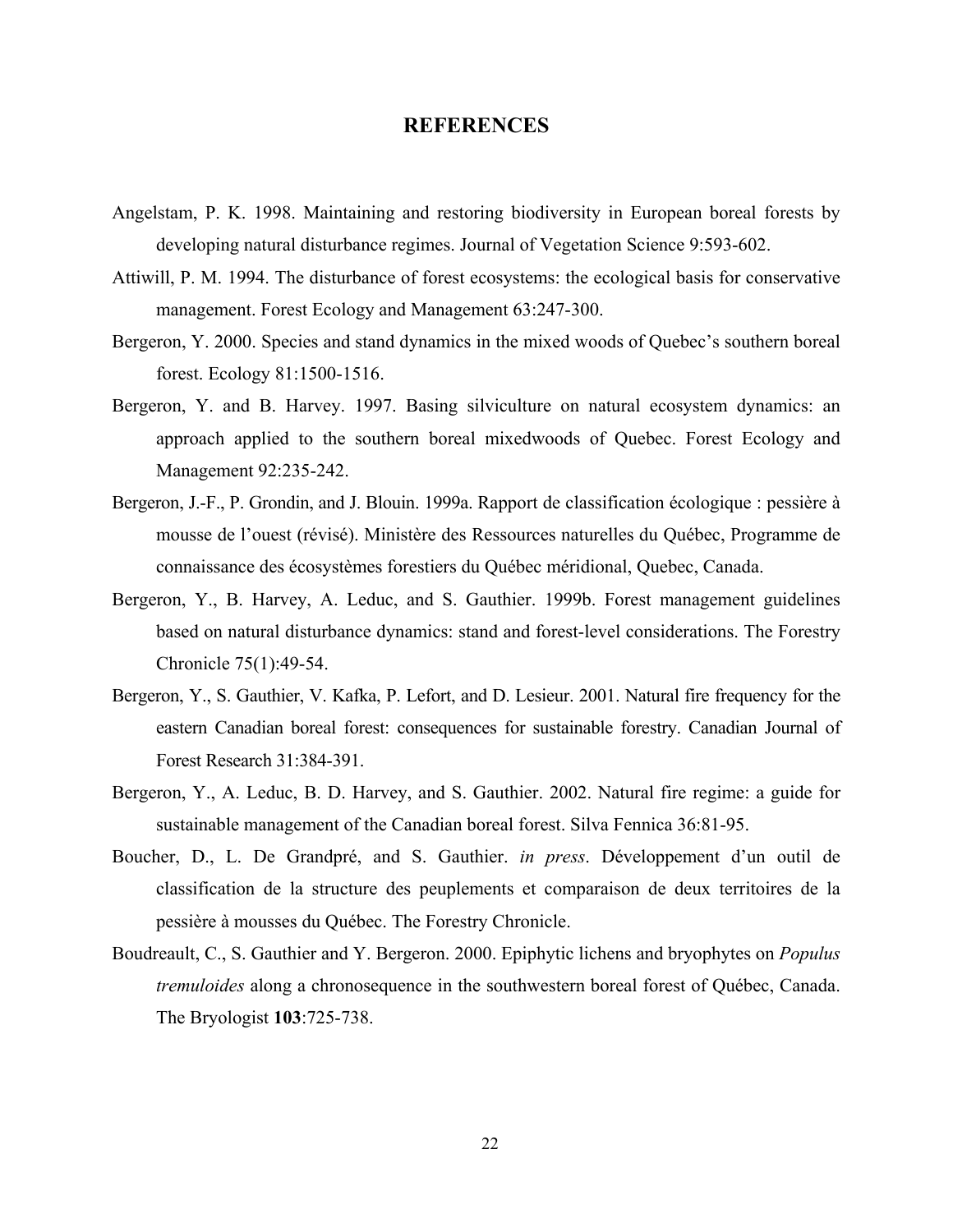# REFERENCES

Angelstam, P. K. 1998. Maintaining and restoring biodiversity in European boreal forests by developing natural disturbance regimes. Journal of Vegetation Science 9:593-602.

Attiwill, P. M. 1994. The disturbance of forest ecosystems: the ecological basis for conservative management. Forest Ecology and Management 63:247-300.

Bergeron, Y. 2000. Species and stand dynamics in the mixed woods of Quebec's southern boreal forest. Ecology 81:1500-1516.

Bergeron, Y. and B. Harvey. 1997. Basing silviculture on natural ecosystem dynamics: an approach applied to the southern boreal mixedwoods of Quebec. Forest Ecology and Management 92:235-242.

Bergeron, J.-F., P. Grondin, and J. Blouin. 1999a. Rapport de classification écologique : pessière à mousse de l'ouest (révisé). Ministère des Ressources naturelles du Québec, Programme de connaissance des écosystèmes forestiers du Québec méridional, Quebec, Canada.

Bergeron, Y., B. Harvey, A. Leduc, and S. Gauthier. 1999b. Forest management guidelines based on natural disturbance dynamics: stand and forest-level considerations. The Forestry Chronicle 75(1):49-54.

Bergeron, Y., S. Gauthier, V. Kafka, P. Lefort, and D. Lesieur. 2001. Natural fire frequency for the eastern Canadian boreal forest: consequences for sustainable forestry. Canadian Journal of Forest Research 31:384-391.

Bergeron, Y., A. Leduc, B. D. Harvey, and S. Gauthier. 2002. Natural fire regime: a guide for sustainable management of the Canadian boreal forest. Silva Fennica 36:81-95.

Boucher, D., L. De Grandpré, and S. Gauthier. *in press*. Développement d'un outil de classification de la structure des peuplements et comparaison de deux territoires de la pessière à mousses du Québec. The Forestry Chronicle.

Boudreault, C., S. Gauthier and Y. Bergeron. 2000. Epiphytic lichens and bryophytes on *Populus tremuloides* along a chronosequence in the southwestern boreal forest of Québec, Canada. The Bryologist **103**:725-738.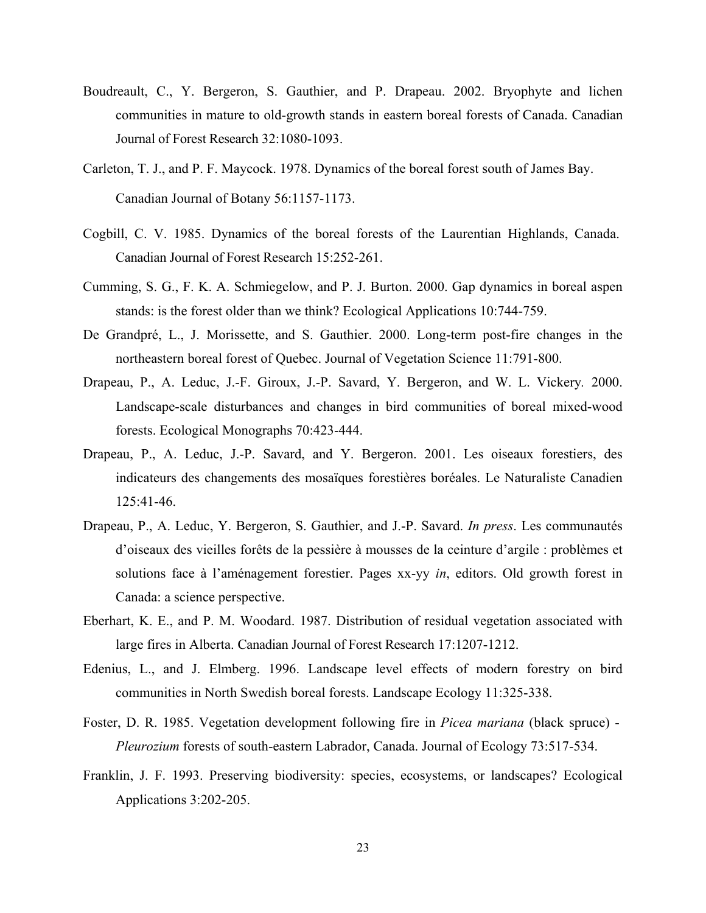Boudreault, C., Y. Bergeron, S. Gauthier, and P. Drapeau. 2002. Bryophyte and lichen communities in mature to old-growth stands in eastern boreal forests of Canada. Canadian Journal of Forest Research 32:1080-1093.

Carleton, T. J., and P. F. Maycock. 1978. Dynamics of the boreal forest south of James Bay. Canadian Journal of Botany 56:1157-1173.

Cogbill, C. V. 1985. Dynamics of the boreal forests of the Laurentian Highlands, Canada. Canadian Journal of Forest Research 15:252-261.

Cumming, S. G., F. K. A. Schmiegelow, and P. J. Burton. 2000. Gap dynamics in boreal aspen stands: is the forest older than we think? Ecological Applications 10:744-759.

De Grandpré, L., J. Morissette, and S. Gauthier. 2000. Long-term post-fire changes in the northeastern boreal forest of Quebec. Journal of Vegetation Science 11:791-800.

Drapeau, P., A. Leduc, J.-F. Giroux, J.-P. Savard, Y. Bergeron, and W. L. Vickery. 2000. Landscape-scale disturbances and changes in bird communities of boreal mixed-wood forests. Ecological Monographs 70:423-444.

Drapeau, P., A. Leduc, J.-P. Savard, and Y. Bergeron. 2001. Les oiseaux forestiers, des indicateurs des changements des mosaïques forestières boréales. Le Naturaliste Canadien 125:41-46.

Drapeau, P., A. Leduc, Y. Bergeron, S. Gauthier, and J.-P. Savard. *In press*. Les communautés d'oiseaux des vieilles forêts de la pessière à mousses de la ceinture d'argile : problèmes et solutions face à l'aménagement forestier. Pages xx-yy *in*, editors. Old growth forest in Canada: a science perspective.

Eberhart, K. E., and P. M. Woodard. 1987. Distribution of residual vegetation associated with large fires in Alberta. Canadian Journal of Forest Research 17:1207-1212.

Edenius, L., and J. Elmberg. 1996. Landscape level effects of modern forestry on bird communities in North Swedish boreal forests. Landscape Ecology 11:325-338.

Foster, D. R. 1985. Vegetation development following fire in *Picea mariana* (black spruce) - *Pleurozium* forests of south-eastern Labrador, Canada. Journal of Ecology 73:517-534.

Franklin, J. F. 1993. Preserving biodiversity: species, ecosystems, or landscapes? Ecological Applications 3:202-205.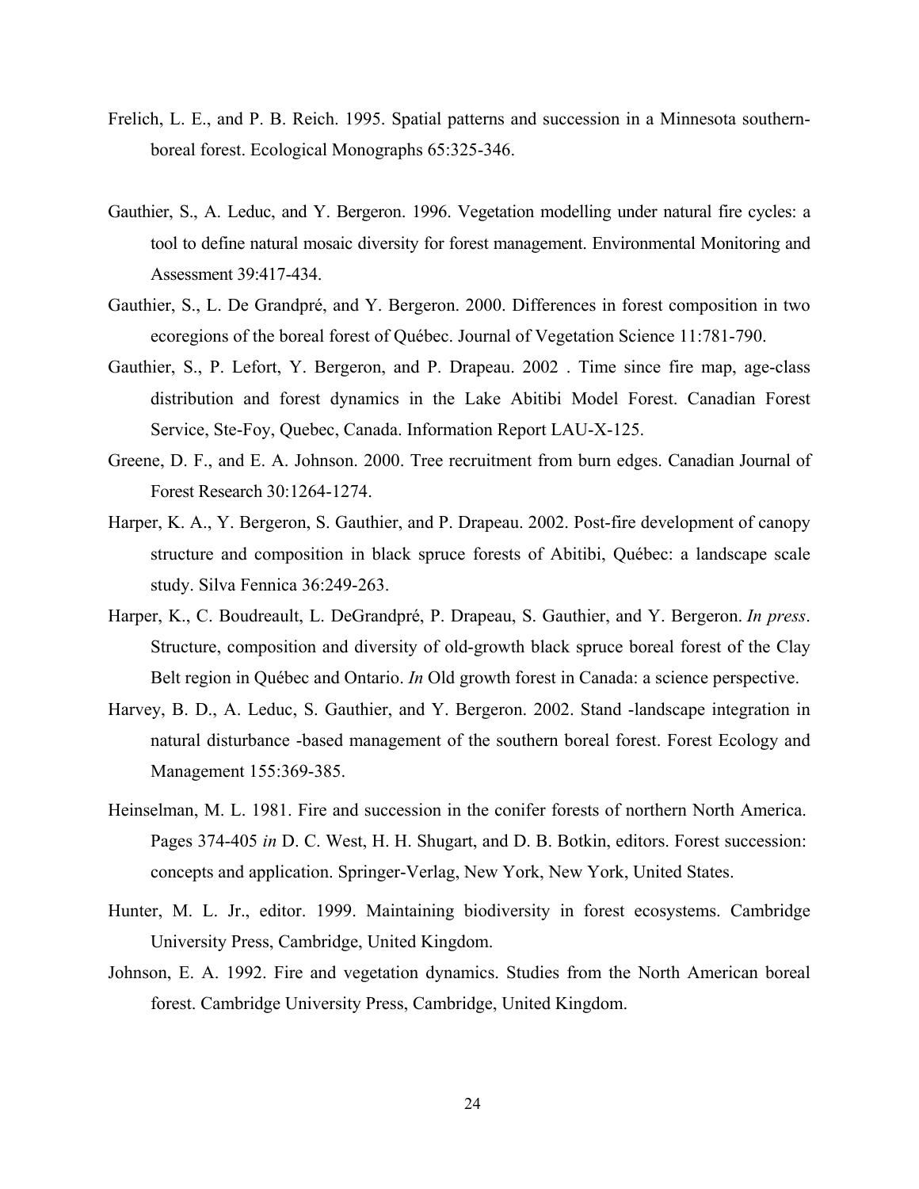Frelich, L. E., and P. B. Reich. 1995. Spatial patterns and succession in a Minnesota southern-boreal forest. Ecological Monographs 65:325-346.

Gauthier, S., A. Leduc, and Y. Bergeron. 1996. Vegetation modelling under natural fire cycles: a tool to define natural mosaic diversity for forest management. Environmental Monitoring and Assessment 39:417-434.

Gauthier, S., L. De Grandpré, and Y. Bergeron. 2000. Differences in forest composition in two ecoregions of the boreal forest of Québec. Journal of Vegetation Science 11:781-790.

Gauthier, S., P. Lefort, Y. Bergeron, and P. Drapeau. 2002 . Time since fire map, age-class distribution and forest dynamics in the Lake Abitibi Model Forest. Canadian Forest Service, Ste-Foy, Quebec, Canada. Information Report LAU-X-125.

Greene, D. F., and E. A. Johnson. 2000. Tree recruitment from burn edges. Canadian Journal of Forest Research 30:1264-1274.

Harper, K. A., Y. Bergeron, S. Gauthier, and P. Drapeau. 2002. Post-fire development of canopy structure and composition in black spruce forests of Abitibi, Québec: a landscape scale study. Silva Fennica 36:249-263.

Harper, K., C. Boudreault, L. DeGrandpré, P. Drapeau, S. Gauthier, and Y. Bergeron. *In press*. Structure, composition and diversity of old-growth black spruce boreal forest of the Clay Belt region in Québec and Ontario. *In* Old growth forest in Canada: a science perspective.

Harvey, B. D., A. Leduc, S. Gauthier, and Y. Bergeron. 2002. Stand -landscape integration in natural disturbance -based management of the southern boreal forest. Forest Ecology and Management 155:369-385.

Heinselman, M. L. 1981. Fire and succession in the conifer forests of northern North America. Pages 374-405 *in* D. C. West, H. H. Shugart, and D. B. Botkin, editors. Forest succession: concepts and application. Springer-Verlag, New York, New York, United States.

Hunter, M. L. Jr., editor. 1999. Maintaining biodiversity in forest ecosystems. Cambridge University Press, Cambridge, United Kingdom.

Johnson, E. A. 1992. Fire and vegetation dynamics. Studies from the North American boreal forest. Cambridge University Press, Cambridge, United Kingdom.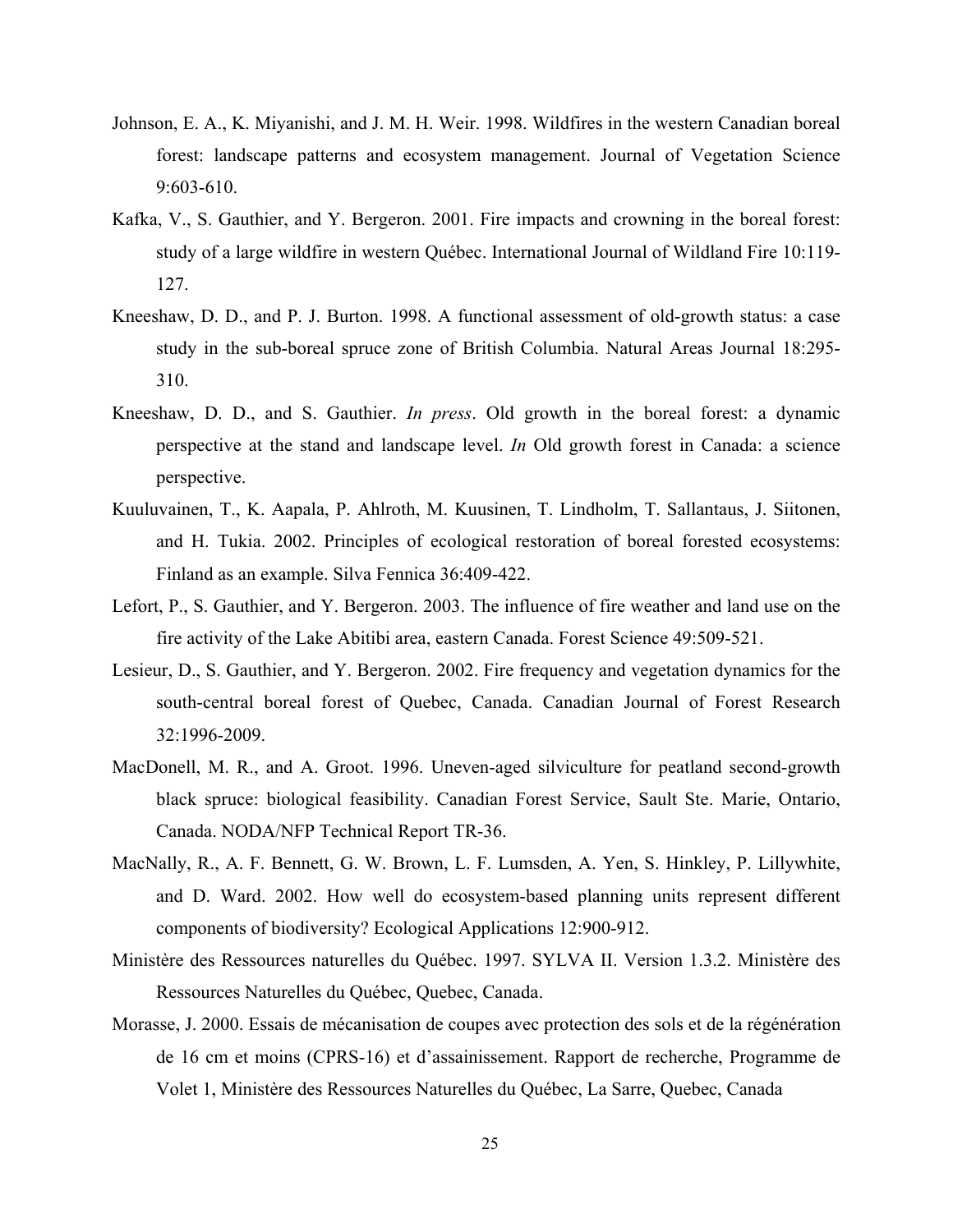Johnson, E. A., K. Miyanishi, and J. M. H. Weir. 1998. Wildfires in the western Canadian boreal forest: landscape patterns and ecosystem management. Journal of Vegetation Science 9:603-610.

Kafka, V., S. Gauthier, and Y. Bergeron. 2001. Fire impacts and crowning in the boreal forest: study of a large wildfire in western Québec. International Journal of Wildland Fire 10:119-127.

Kneeshaw, D. D., and P. J. Burton. 1998. A functional assessment of old-growth status: a case study in the sub-boreal spruce zone of British Columbia. Natural Areas Journal 18:295-310.

Kneeshaw, D. D., and S. Gauthier. *In press*. Old growth in the boreal forest: a dynamic perspective at the stand and landscape level. *In* Old growth forest in Canada: a science perspective.

Kuuluvainen, T., K. Aapala, P. Ahlroth, M. Kuusinen, T. Lindholm, T. Sallantaus, J. Siitonen, and H. Tukia. 2002. Principles of ecological restoration of boreal forested ecosystems: Finland as an example. Silva Fennica 36:409-422.

Lefort, P., S. Gauthier, and Y. Bergeron. 2003. The influence of fire weather and land use on the fire activity of the Lake Abitibi area, eastern Canada. Forest Science 49:509-521.

Lesieur, D., S. Gauthier, and Y. Bergeron. 2002. Fire frequency and vegetation dynamics for the south-central boreal forest of Quebec, Canada. Canadian Journal of Forest Research 32:1996-2009.

MacDonell, M. R., and A. Groot. 1996. Uneven-aged silviculture for peatland second-growth black spruce: biological feasibility. Canadian Forest Service, Sault Ste. Marie, Ontario, Canada. NODA/NFP Technical Report TR-36.

MacNally, R., A. F. Bennett, G. W. Brown, L. F. Lumsden, A. Yen, S. Hinkley, P. Lillywhite, and D. Ward. 2002. How well do ecosystem-based planning units represent different components of biodiversity? Ecological Applications 12:900-912.

Ministère des Ressources naturelles du Québec. 1997. SYLVA II. Version 1.3.2. Ministère des Ressources Naturelles du Québec, Quebec, Canada.

Morasse, J. 2000. Essais de mécanisation de coupes avec protection des sols et de la régénération de 16 cm et moins (CPRS-16) et d'assainissement. Rapport de recherche, Programme de Volet 1, Ministère des Ressources Naturelles du Québec, La Sarre, Quebec, Canada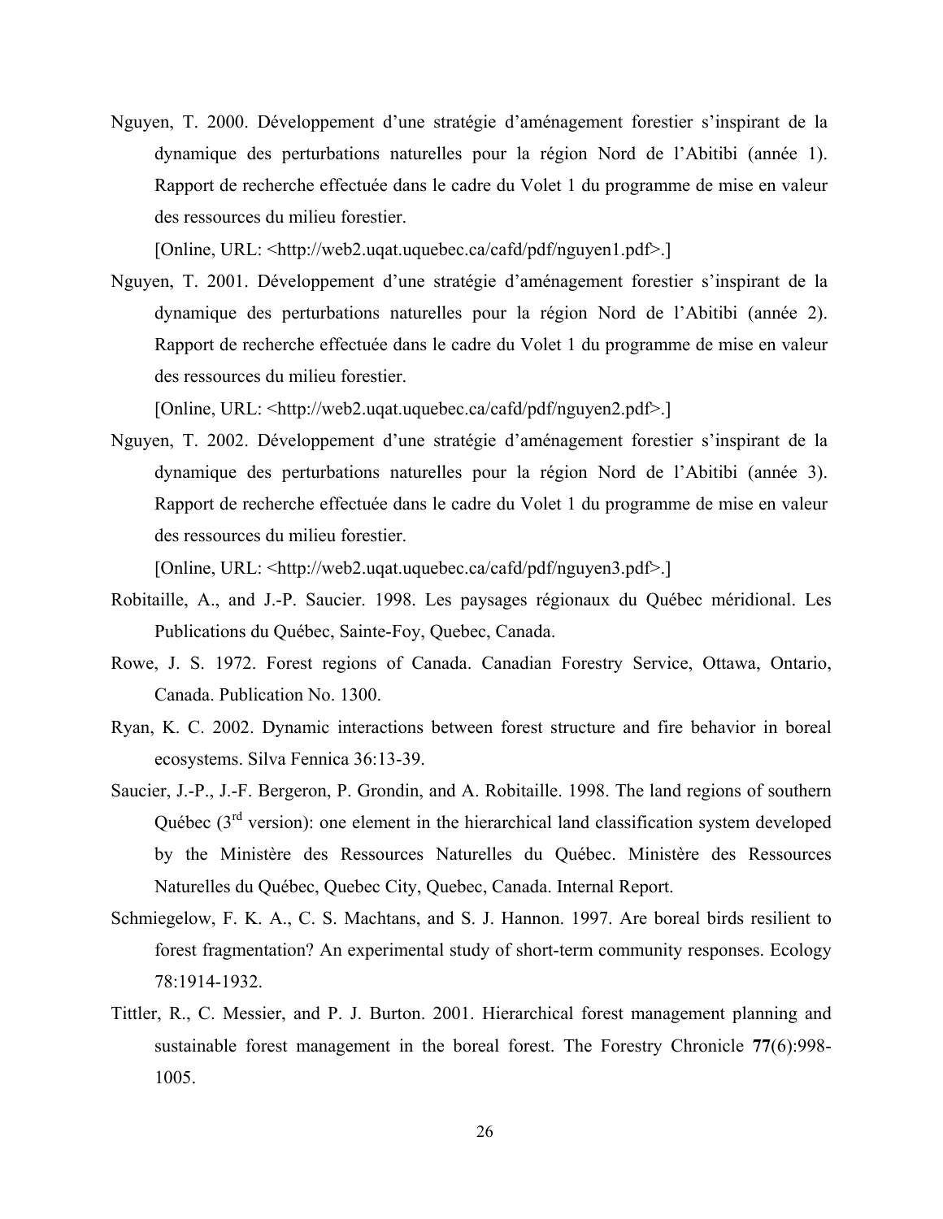Nguyen, T. 2000. Développement d'une stratégie d'aménagement forestier s'inspirant de la dynamique des perturbations naturelles pour la région Nord de l'Abitibi (année 1). Rapport de recherche effectuée dans le cadre du Volet 1 du programme de mise en valeur des ressources du milieu forestier.

[Online, URL: <http://web2.uqat.uquebec.ca/cafd/pdf/nguyen1.pdf>.]

Nguyen, T. 2001. Développement d'une stratégie d'aménagement forestier s'inspirant de la dynamique des perturbations naturelles pour la région Nord de l'Abitibi (année 2). Rapport de recherche effectuée dans le cadre du Volet 1 du programme de mise en valeur des ressources du milieu forestier.

[Online, URL: <http://web2.uqat.uquebec.ca/cafd/pdf/nguyen2.pdf>.]

Nguyen, T. 2002. Développement d'une stratégie d'aménagement forestier s'inspirant de la dynamique des perturbations naturelles pour la région Nord de l'Abitibi (année 3). Rapport de recherche effectuée dans le cadre du Volet 1 du programme de mise en valeur des ressources du milieu forestier.

[Online, URL: <http://web2.uqat.uquebec.ca/cafd/pdf/nguyen3.pdf>.]

Robitaille, A., and J.-P. Saucier. 1998. Les paysages régionaux du Québec méridional. Les Publications du Québec, Sainte-Foy, Quebec, Canada.

Rowe, J. S. 1972. Forest regions of Canada. Canadian Forestry Service, Ottawa, Ontario, Canada. Publication No. 1300.

Ryan, K. C. 2002. Dynamic interactions between forest structure and fire behavior in boreal ecosystems. Silva Fennica 36:13-39.

Saucier, J.-P., J.-F. Bergeron, P. Grondin, and A. Robitaille. 1998. The land regions of southern Québec (3rd version): one element in the hierarchical land classification system developed by the Ministère des Ressources Naturelles du Québec. Ministère des Ressources Naturelles du Québec, Quebec City, Quebec, Canada. Internal Report.

Schmiegelow, F. K. A., C. S. Machtans, and S. J. Hannon. 1997. Are boreal birds resilient to forest fragmentation? An experimental study of short-term community responses. Ecology 78:1914-1932.

Tittler, R., C. Messier, and P. J. Burton. 2001. Hierarchical forest management planning and sustainable forest management in the boreal forest. The Forestry Chronicle **77**(6):998-1005.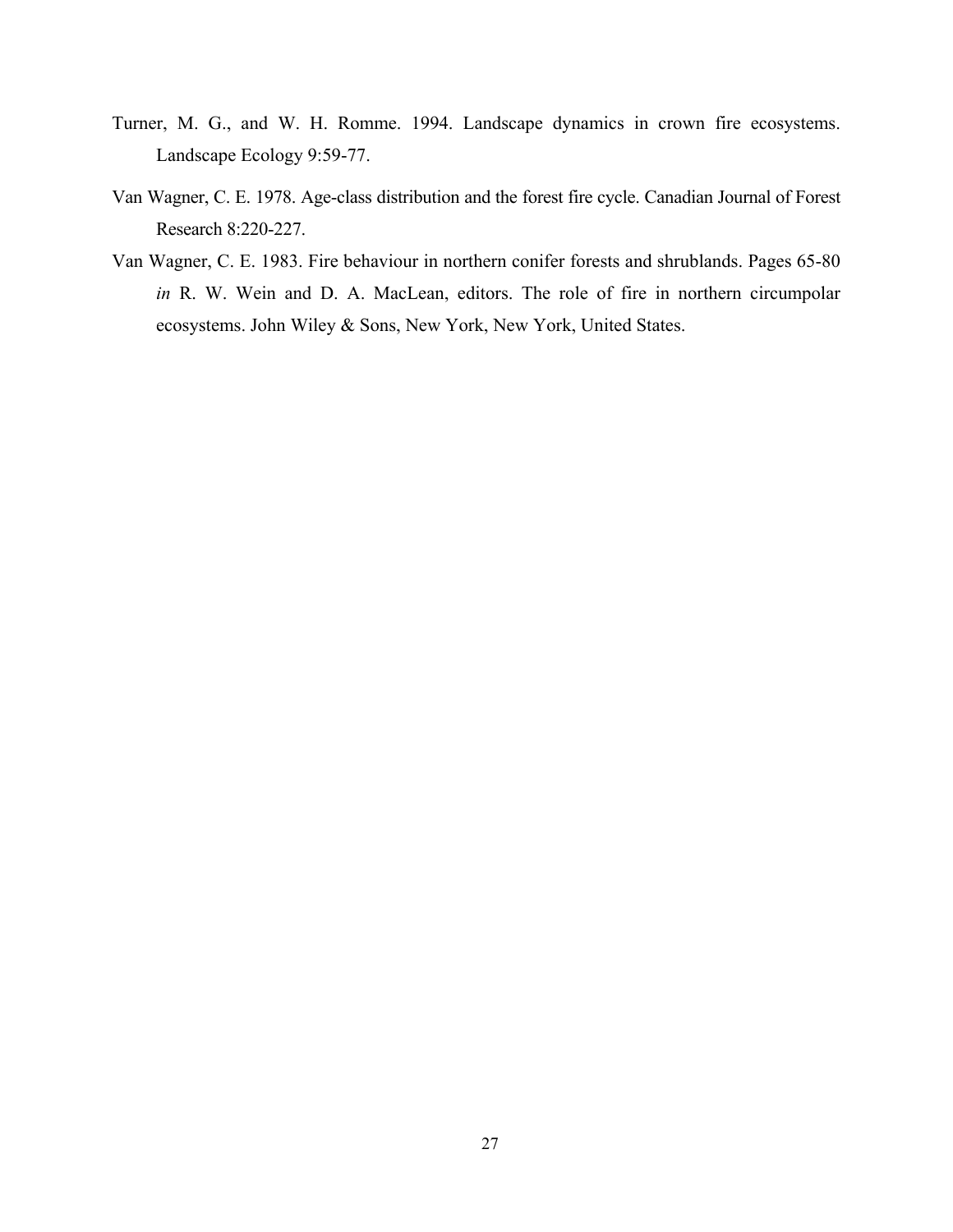Turner, M. G., and W. H. Romme. 1994. Landscape dynamics in crown fire ecosystems. Landscape Ecology 9:59-77.

Van Wagner, C. E. 1978. Age-class distribution and the forest fire cycle. Canadian Journal of Forest Research 8:220-227.

Van Wagner, C. E. 1983. Fire behaviour in northern conifer forests and shrublands. Pages 65-80 *in* R. W. Wein and D. A. MacLean, editors. The role of fire in northern circumpolar ecosystems. John Wiley & Sons, New York, New York, United States.